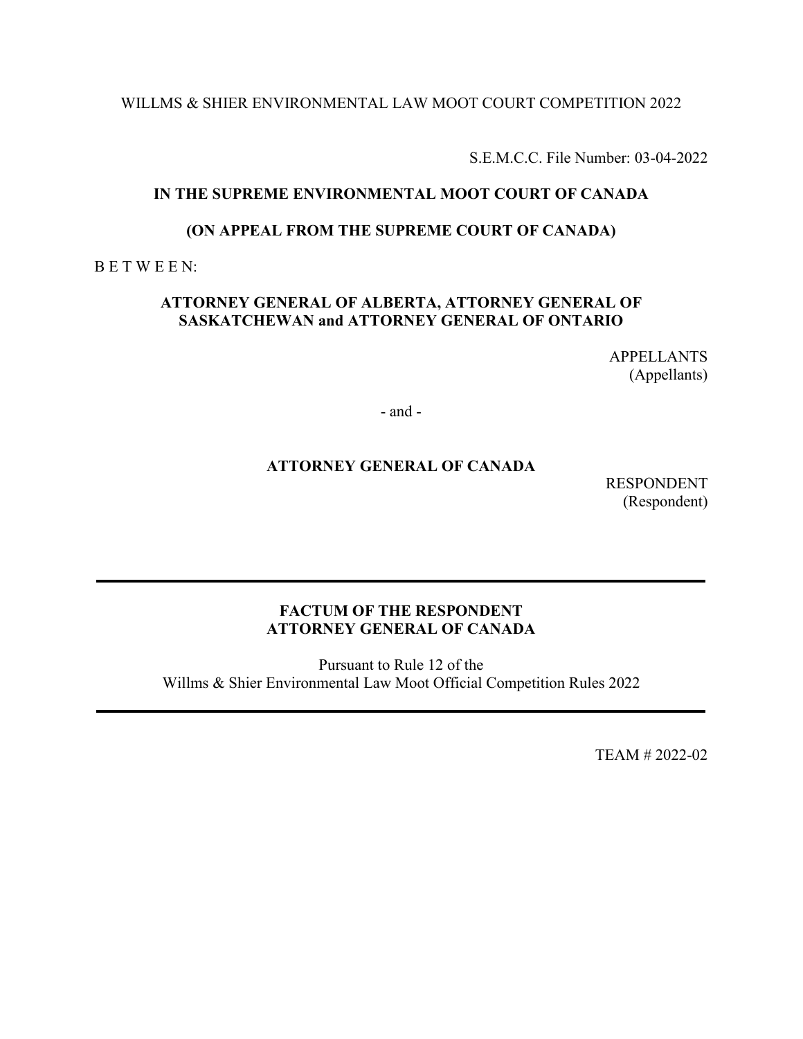WILLMS & SHIER ENVIRONMENTAL LAW MOOT COURT COMPETITION 2022

S.E.M.C.C. File Number: 03-04-2022

**IN THE SUPREME ENVIRONMENTAL MOOT COURT OF CANADA**

**(ON APPEAL FROM THE SUPREME COURT OF CANADA)**

B E T W E E N:

**ATTORNEY GENERAL OF ALBERTA, ATTORNEY GENERAL OF SASKATCHEWAN and ATTORNEY GENERAL OF ONTARIO**

APPELLANTS
(Appellants)

- and -

**ATTORNEY GENERAL OF CANADA**

RESPONDENT
(Respondent)

---

**FACTUM OF THE RESPONDENT**
**ATTORNEY GENERAL OF CANADA**

Pursuant to Rule 12 of the
Willms & Shier Environmental Law Moot Official Competition Rules 2022

---

TEAM # 2022-02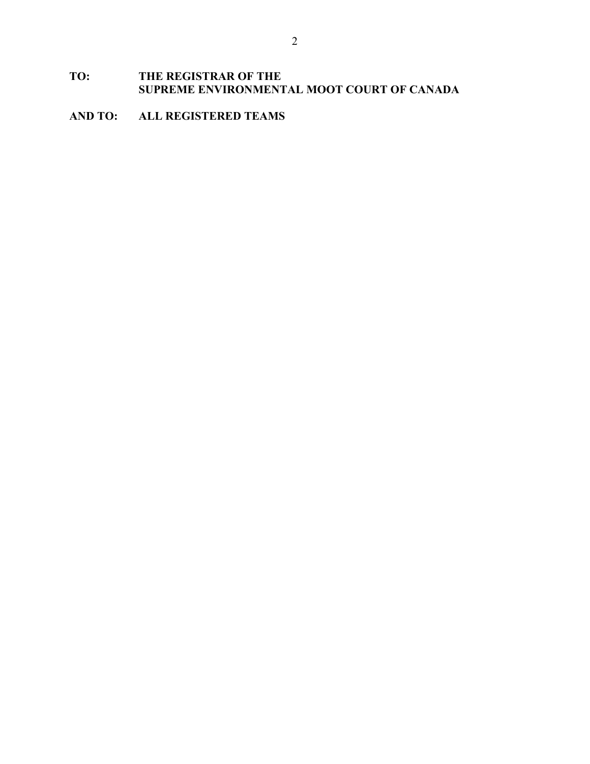**TO: THE REGISTRAR OF THE SUPREME ENVIRONMENTAL MOOT COURT OF CANADA**

**AND TO: ALL REGISTERED TEAMS**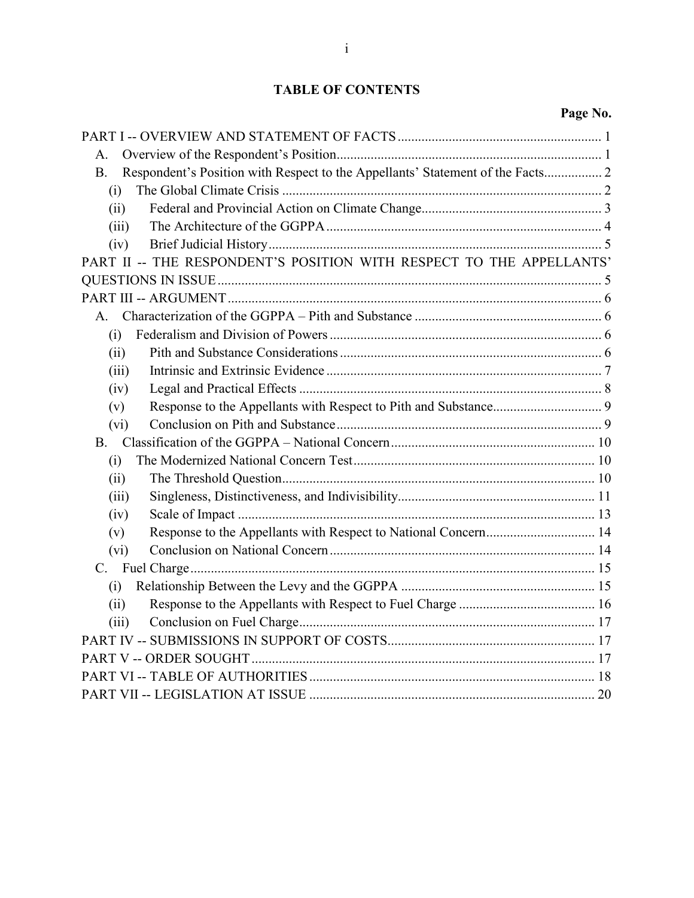# TABLE OF CONTENTS

| | Page No. |
|---|---|
| PART I -- OVERVIEW AND STATEMENT OF FACTS | 1 |
| A. Overview of the Respondent's Position | 1 |
| B. Respondent's Position with Respect to the Appellants' Statement of the Facts | 2 |
| (i) The Global Climate Crisis | 2 |
| (ii) Federal and Provincial Action on Climate Change | 3 |
| (iii) The Architecture of the GGPPA | 4 |
| (iv) Brief Judicial History | 5 |
| PART II -- THE RESPONDENT'S POSITION WITH RESPECT TO THE APPELLANTS' QUESTIONS IN ISSUE | 5 |
| PART III -- ARGUMENT | 6 |
| A. Characterization of the GGPPA – Pith and Substance | 6 |
| (i) Federalism and Division of Powers | 6 |
| (ii) Pith and Substance Considerations | 6 |
| (iii) Intrinsic and Extrinsic Evidence | 7 |
| (iv) Legal and Practical Effects | 8 |
| (v) Response to the Appellants with Respect to Pith and Substance | 9 |
| (vi) Conclusion on Pith and Substance | 9 |
| B. Classification of the GGPPA – National Concern | 10 |
| (i) The Modernized National Concern Test | 10 |
| (ii) The Threshold Question | 10 |
| (iii) Singleness, Distinctiveness, and Indivisibility | 11 |
| (iv) Scale of Impact | 13 |
| (v) Response to the Appellants with Respect to National Concern | 14 |
| (vi) Conclusion on National Concern | 14 |
| C. Fuel Charge | 15 |
| (i) Relationship Between the Levy and the GGPPA | 15 |
| (ii) Response to the Appellants with Respect to Fuel Charge | 16 |
| (iii) Conclusion on Fuel Charge | 17 |
| PART IV -- SUBMISSIONS IN SUPPORT OF COSTS | 17 |
| PART V -- ORDER SOUGHT | 17 |
| PART VI -- TABLE OF AUTHORITIES | 18 |
| PART VII -- LEGISLATION AT ISSUE | 20 |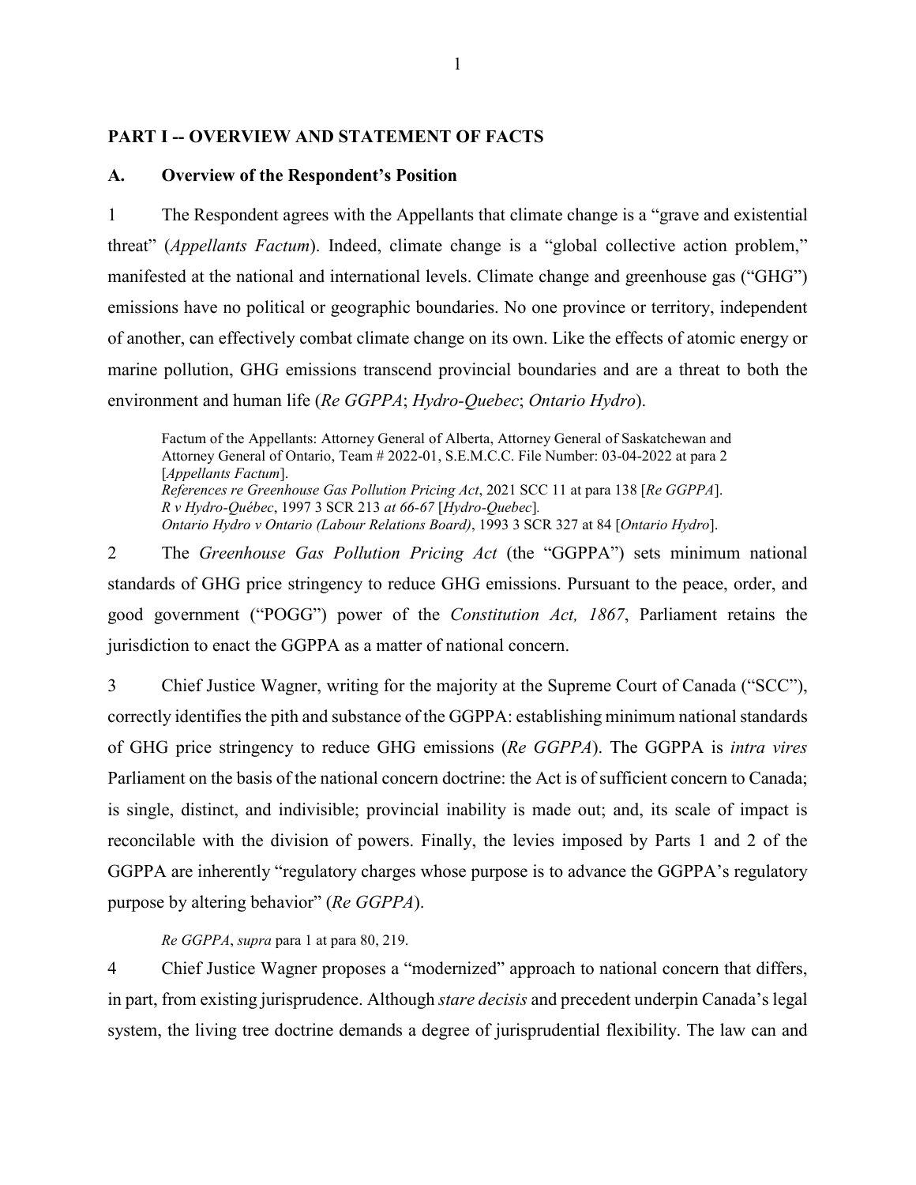## PART I -- OVERVIEW AND STATEMENT OF FACTS

### A. Overview of the Respondent's Position

1 The Respondent agrees with the Appellants that climate change is a "grave and existential threat" (*Appellants Factum*). Indeed, climate change is a "global collective action problem," manifested at the national and international levels. Climate change and greenhouse gas ("GHG") emissions have no political or geographic boundaries. No one province or territory, independent of another, can effectively combat climate change on its own. Like the effects of atomic energy or marine pollution, GHG emissions transcend provincial boundaries and are a threat to both the environment and human life (*Re GGPPA*; *Hydro-Quebec*; *Ontario Hydro*).

> Factum of the Appellants: Attorney General of Alberta, Attorney General of Saskatchewan and Attorney General of Ontario, Team # 2022-01, S.E.M.C.C. File Number: 03-04-2022 at para 2 [*Appellants Factum*].
> *References re Greenhouse Gas Pollution Pricing Act*, 2021 SCC 11 at para 138 [*Re GGPPA*].
> *R v Hydro-Québec*, 1997 3 SCR 213 *at 66-67* [*Hydro-Quebec*].
> *Ontario Hydro v Ontario (Labour Relations Board)*, 1993 3 SCR 327 at 84 [*Ontario Hydro*].

2 The *Greenhouse Gas Pollution Pricing Act* (the "GGPPA") sets minimum national standards of GHG price stringency to reduce GHG emissions. Pursuant to the peace, order, and good government ("POGG") power of the *Constitution Act, 1867*, Parliament retains the jurisdiction to enact the GGPPA as a matter of national concern.

3 Chief Justice Wagner, writing for the majority at the Supreme Court of Canada ("SCC"), correctly identifies the pith and substance of the GGPPA: establishing minimum national standards of GHG price stringency to reduce GHG emissions (*Re GGPPA*). The GGPPA is *intra vires* Parliament on the basis of the national concern doctrine: the Act is of sufficient concern to Canada; is single, distinct, and indivisible; provincial inability is made out; and, its scale of impact is reconcilable with the division of powers. Finally, the levies imposed by Parts 1 and 2 of the GGPPA are inherently "regulatory charges whose purpose is to advance the GGPPA's regulatory purpose by altering behavior" (*Re GGPPA*).

> *Re GGPPA*, *supra* para 1 at para 80, 219.

4 Chief Justice Wagner proposes a "modernized" approach to national concern that differs, in part, from existing jurisprudence. Although *stare decisis* and precedent underpin Canada's legal system, the living tree doctrine demands a degree of jurisprudential flexibility. The law can and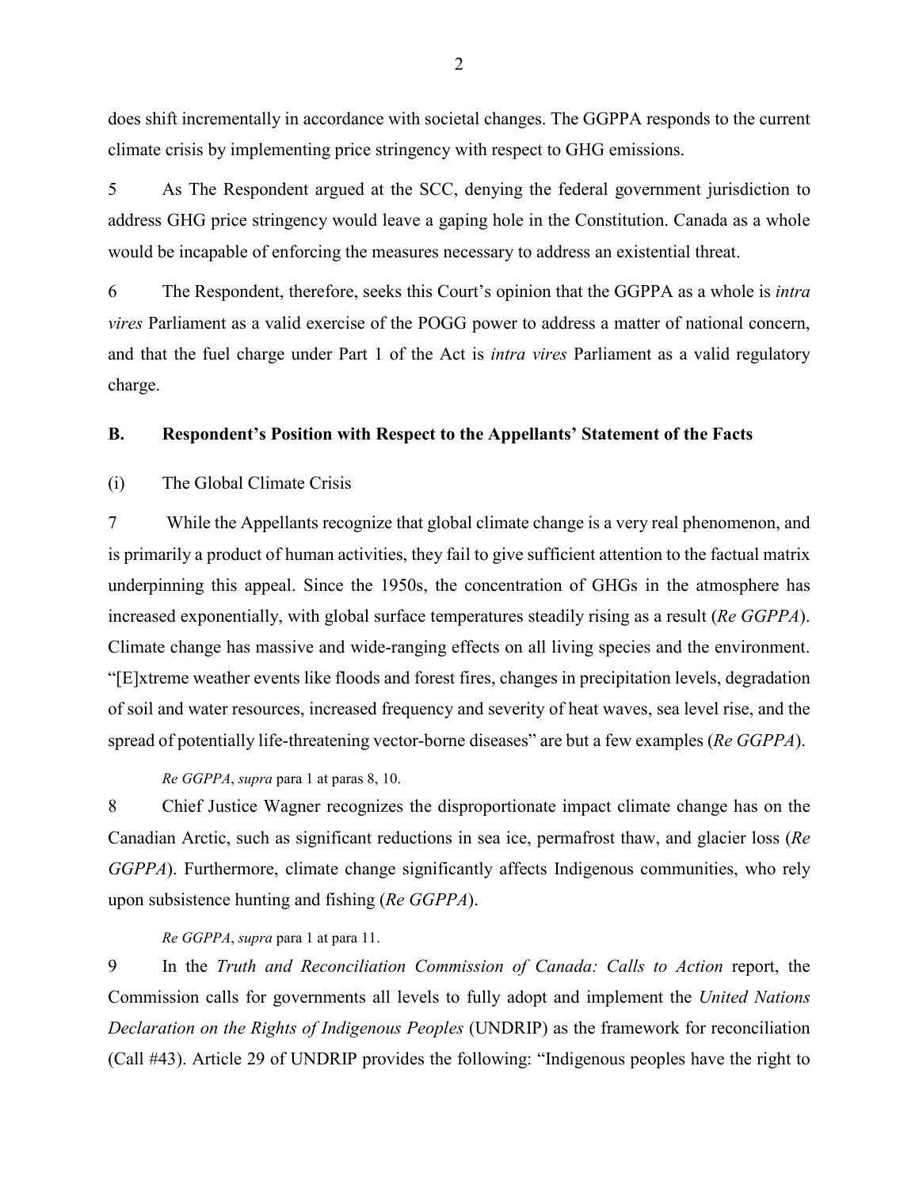does shift incrementally in accordance with societal changes. The GGPPA responds to the current climate crisis by implementing price stringency with respect to GHG emissions.

5 As The Respondent argued at the SCC, denying the federal government jurisdiction to address GHG price stringency would leave a gaping hole in the Constitution. Canada as a whole would be incapable of enforcing the measures necessary to address an existential threat.

6 The Respondent, therefore, seeks this Court's opinion that the GGPPA as a whole is *intra vires* Parliament as a valid exercise of the POGG power to address a matter of national concern, and that the fuel charge under Part 1 of the Act is *intra vires* Parliament as a valid regulatory charge.

### B. Respondent's Position with Respect to the Appellants' Statement of the Facts

(i) The Global Climate Crisis

7 While the Appellants recognize that global climate change is a very real phenomenon, and is primarily a product of human activities, they fail to give sufficient attention to the factual matrix underpinning this appeal. Since the 1950s, the concentration of GHGs in the atmosphere has increased exponentially, with global surface temperatures steadily rising as a result (*Re GGPPA*). Climate change has massive and wide-ranging effects on all living species and the environment. "[E]xtreme weather events like floods and forest fires, changes in precipitation levels, degradation of soil and water resources, increased frequency and severity of heat waves, sea level rise, and the spread of potentially life-threatening vector-borne diseases" are but a few examples (*Re GGPPA*).

*Re GGPPA*, *supra* para 1 at paras 8, 10.

8 Chief Justice Wagner recognizes the disproportionate impact climate change has on the Canadian Arctic, such as significant reductions in sea ice, permafrost thaw, and glacier loss (*Re GGPPA*). Furthermore, climate change significantly affects Indigenous communities, who rely upon subsistence hunting and fishing (*Re GGPPA*).

*Re GGPPA*, *supra* para 1 at para 11.

9 In the *Truth and Reconciliation Commission of Canada: Calls to Action* report, the Commission calls for governments all levels to fully adopt and implement the *United Nations Declaration on the Rights of Indigenous Peoples* (UNDRIP) as the framework for reconciliation (Call #43). Article 29 of UNDRIP provides the following: "Indigenous peoples have the right to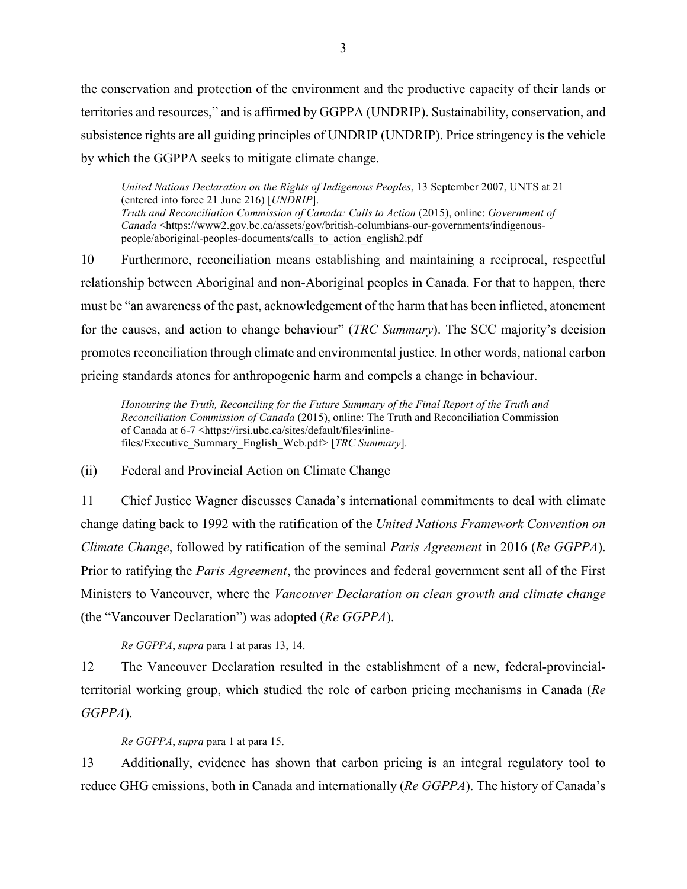the conservation and protection of the environment and the productive capacity of their lands or territories and resources," and is affirmed by GGPPA (UNDRIP). Sustainability, conservation, and subsistence rights are all guiding principles of UNDRIP (UNDRIP). Price stringency is the vehicle by which the GGPPA seeks to mitigate climate change.

> *United Nations Declaration on the Rights of Indigenous Peoples*, 13 September 2007, UNTS at 21 (entered into force 21 June 216) [*UNDRIP*].
> *Truth and Reconciliation Commission of Canada: Calls to Action* (2015), online: *Government of Canada* <https://www2.gov.bc.ca/assets/gov/british-columbians-our-governments/indigenous-people/aboriginal-peoples-documents/calls_to_action_english2.pdf

10 Furthermore, reconciliation means establishing and maintaining a reciprocal, respectful relationship between Aboriginal and non-Aboriginal peoples in Canada. For that to happen, there must be "an awareness of the past, acknowledgement of the harm that has been inflicted, atonement for the causes, and action to change behaviour" (*TRC Summary*). The SCC majority's decision promotes reconciliation through climate and environmental justice. In other words, national carbon pricing standards atones for anthropogenic harm and compels a change in behaviour.

> *Honouring the Truth, Reconciling for the Future Summary of the Final Report of the Truth and Reconciliation Commission of Canada* (2015), online: The Truth and Reconciliation Commission of Canada at 6-7 <https://irsi.ubc.ca/sites/default/files/inline-files/Executive_Summary_English_Web.pdf> [*TRC Summary*].

(ii) Federal and Provincial Action on Climate Change

11 Chief Justice Wagner discusses Canada's international commitments to deal with climate change dating back to 1992 with the ratification of the *United Nations Framework Convention on Climate Change*, followed by ratification of the seminal *Paris Agreement* in 2016 (*Re GGPPA*). Prior to ratifying the *Paris Agreement*, the provinces and federal government sent all of the First Ministers to Vancouver, where the *Vancouver Declaration on clean growth and climate change* (the "Vancouver Declaration") was adopted (*Re GGPPA*).

> *Re GGPPA*, *supra* para 1 at paras 13, 14.

12 The Vancouver Declaration resulted in the establishment of a new, federal-provincial-territorial working group, which studied the role of carbon pricing mechanisms in Canada (*Re GGPPA*).

> *Re GGPPA*, *supra* para 1 at para 15.

13 Additionally, evidence has shown that carbon pricing is an integral regulatory tool to reduce GHG emissions, both in Canada and internationally (*Re GGPPA*). The history of Canada's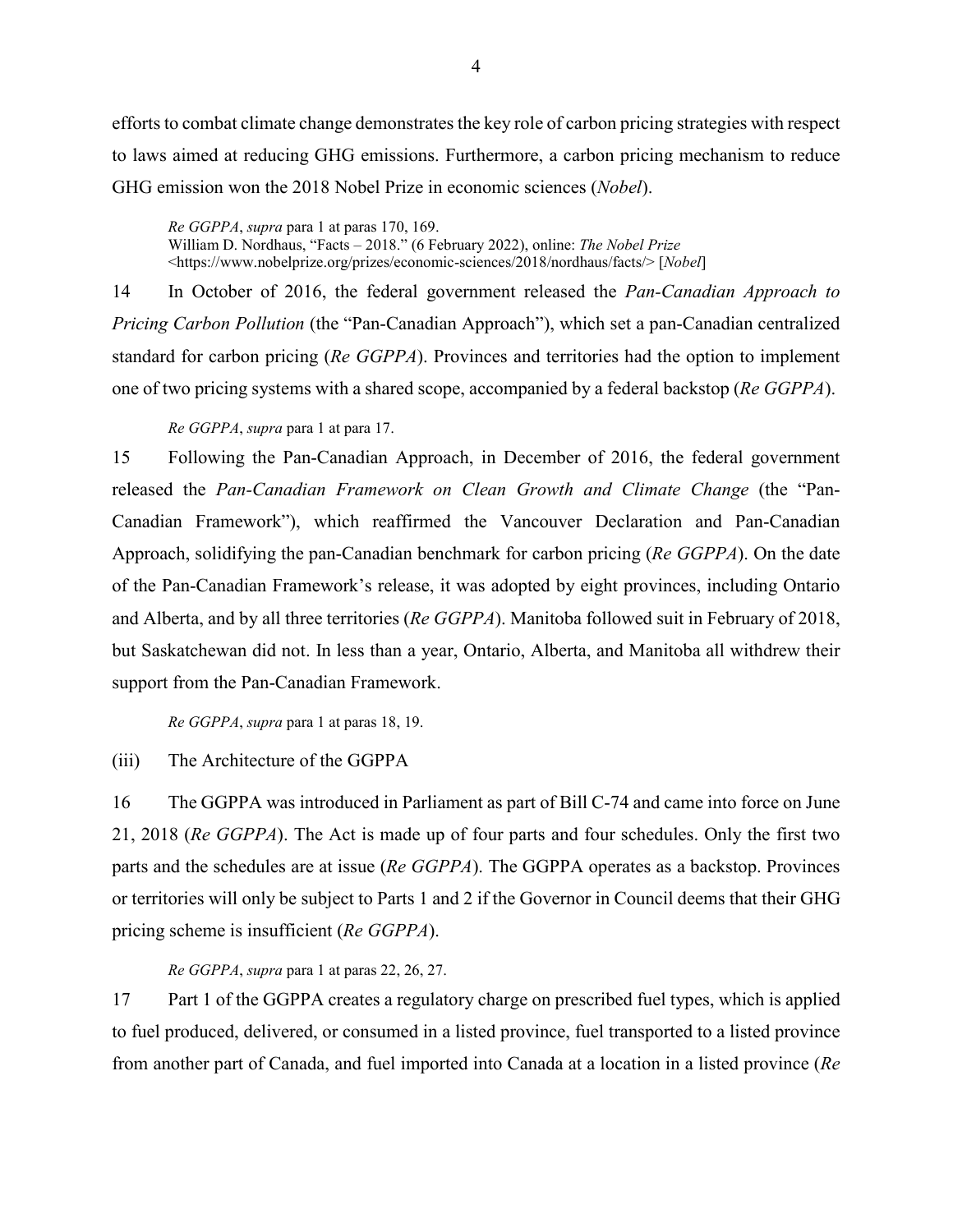efforts to combat climate change demonstrates the key role of carbon pricing strategies with respect to laws aimed at reducing GHG emissions. Furthermore, a carbon pricing mechanism to reduce GHG emission won the 2018 Nobel Prize in economic sciences (*Nobel*).

> *Re GGPPA*, *supra* para 1 at paras 170, 169.
> William D. Nordhaus, "Facts – 2018." (6 February 2022), online: *The Nobel Prize* <https://www.nobelprize.org/prizes/economic-sciences/2018/nordhaus/facts/> [*Nobel*]

14 In October of 2016, the federal government released the *Pan-Canadian Approach to Pricing Carbon Pollution* (the "Pan-Canadian Approach"), which set a pan-Canadian centralized standard for carbon pricing (*Re GGPPA*). Provinces and territories had the option to implement one of two pricing systems with a shared scope, accompanied by a federal backstop (*Re GGPPA*).

> *Re GGPPA*, *supra* para 1 at para 17.

15 Following the Pan-Canadian Approach, in December of 2016, the federal government released the *Pan-Canadian Framework on Clean Growth and Climate Change* (the "Pan-Canadian Framework"), which reaffirmed the Vancouver Declaration and Pan-Canadian Approach, solidifying the pan-Canadian benchmark for carbon pricing (*Re GGPPA*). On the date of the Pan-Canadian Framework's release, it was adopted by eight provinces, including Ontario and Alberta, and by all three territories (*Re GGPPA*). Manitoba followed suit in February of 2018, but Saskatchewan did not. In less than a year, Ontario, Alberta, and Manitoba all withdrew their support from the Pan-Canadian Framework.

> *Re GGPPA*, *supra* para 1 at paras 18, 19.

(iii) The Architecture of the GGPPA

16 The GGPPA was introduced in Parliament as part of Bill C-74 and came into force on June 21, 2018 (*Re GGPPA*). The Act is made up of four parts and four schedules. Only the first two parts and the schedules are at issue (*Re GGPPA*). The GGPPA operates as a backstop. Provinces or territories will only be subject to Parts 1 and 2 if the Governor in Council deems that their GHG pricing scheme is insufficient (*Re GGPPA*).

> *Re GGPPA*, *supra* para 1 at paras 22, 26, 27.

17 Part 1 of the GGPPA creates a regulatory charge on prescribed fuel types, which is applied to fuel produced, delivered, or consumed in a listed province, fuel transported to a listed province from another part of Canada, and fuel imported into Canada at a location in a listed province (*Re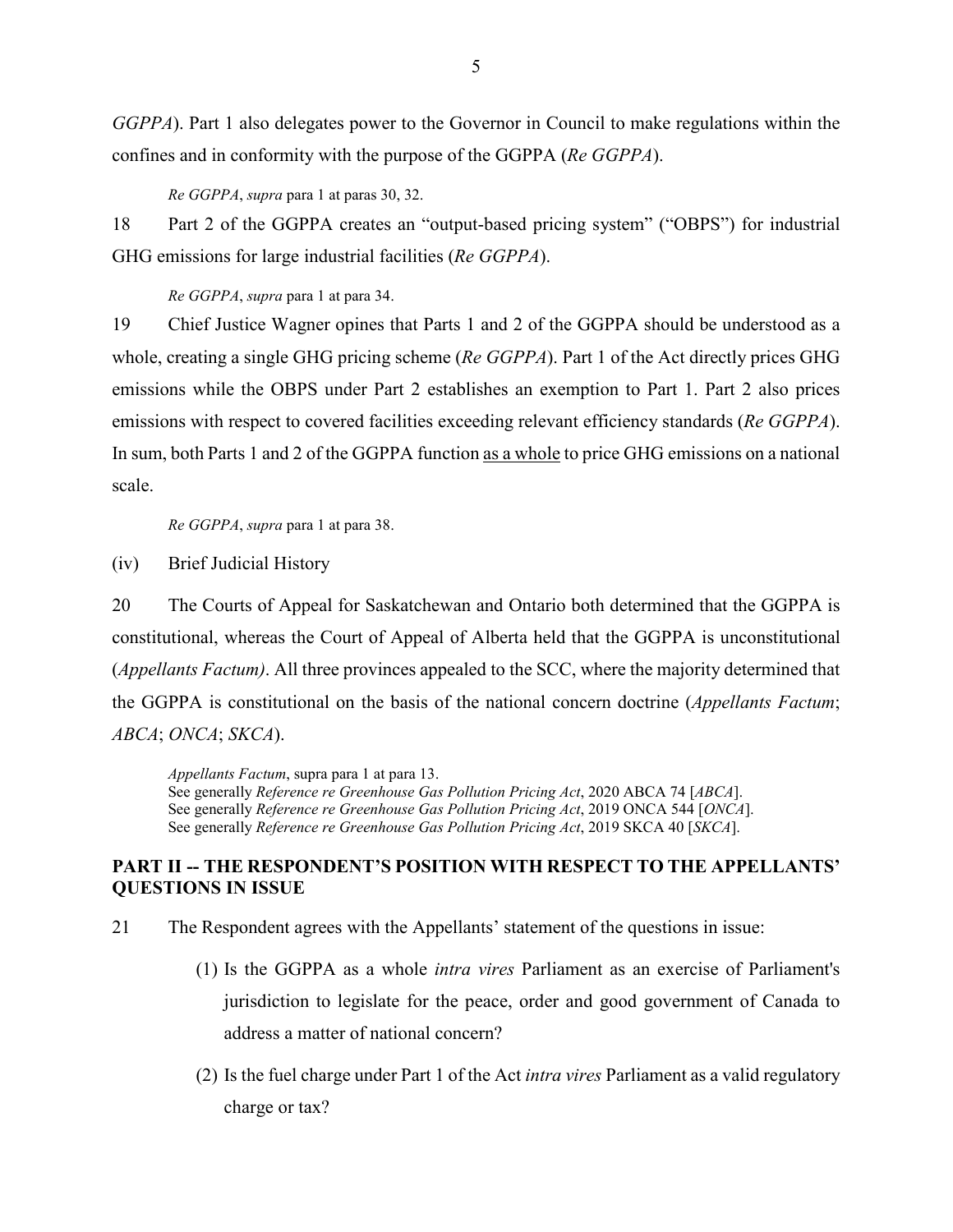*GGPPA*). Part 1 also delegates power to the Governor in Council to make regulations within the confines and in conformity with the purpose of the GGPPA (*Re GGPPA*).

> *Re GGPPA*, *supra* para 1 at paras 30, 32.

18 Part 2 of the GGPPA creates an "output-based pricing system" ("OBPS") for industrial GHG emissions for large industrial facilities (*Re GGPPA*).

> *Re GGPPA*, *supra* para 1 at para 34.

19 Chief Justice Wagner opines that Parts 1 and 2 of the GGPPA should be understood as a whole, creating a single GHG pricing scheme (*Re GGPPA*). Part 1 of the Act directly prices GHG emissions while the OBPS under Part 2 establishes an exemption to Part 1. Part 2 also prices emissions with respect to covered facilities exceeding relevant efficiency standards (*Re GGPPA*). In sum, both Parts 1 and 2 of the GGPPA function <u>as a whole</u> to price GHG emissions on a national scale.

> *Re GGPPA*, *supra* para 1 at para 38.

(iv) Brief Judicial History

20 The Courts of Appeal for Saskatchewan and Ontario both determined that the GGPPA is constitutional, whereas the Court of Appeal of Alberta held that the GGPPA is unconstitutional (*Appellants Factum)*. All three provinces appealed to the SCC, where the majority determined that the GGPPA is constitutional on the basis of the national concern doctrine (*Appellants Factum*; *ABCA*; *ONCA*; *SKCA*).

> *Appellants Factum*, supra para 1 at para 13.
> See generally *Reference re Greenhouse Gas Pollution Pricing Act*, 2020 ABCA 74 [*ABCA*].
> See generally *Reference re Greenhouse Gas Pollution Pricing Act*, 2019 ONCA 544 [*ONCA*].
> See generally *Reference re Greenhouse Gas Pollution Pricing Act*, 2019 SKCA 40 [*SKCA*].

## PART II -- THE RESPONDENT'S POSITION WITH RESPECT TO THE APPELLANTS' QUESTIONS IN ISSUE

21 The Respondent agrees with the Appellants' statement of the questions in issue:

(1) Is the GGPPA as a whole *intra vires* Parliament as an exercise of Parliament's jurisdiction to legislate for the peace, order and good government of Canada to address a matter of national concern?

(2) Is the fuel charge under Part 1 of the Act *intra vires* Parliament as a valid regulatory charge or tax?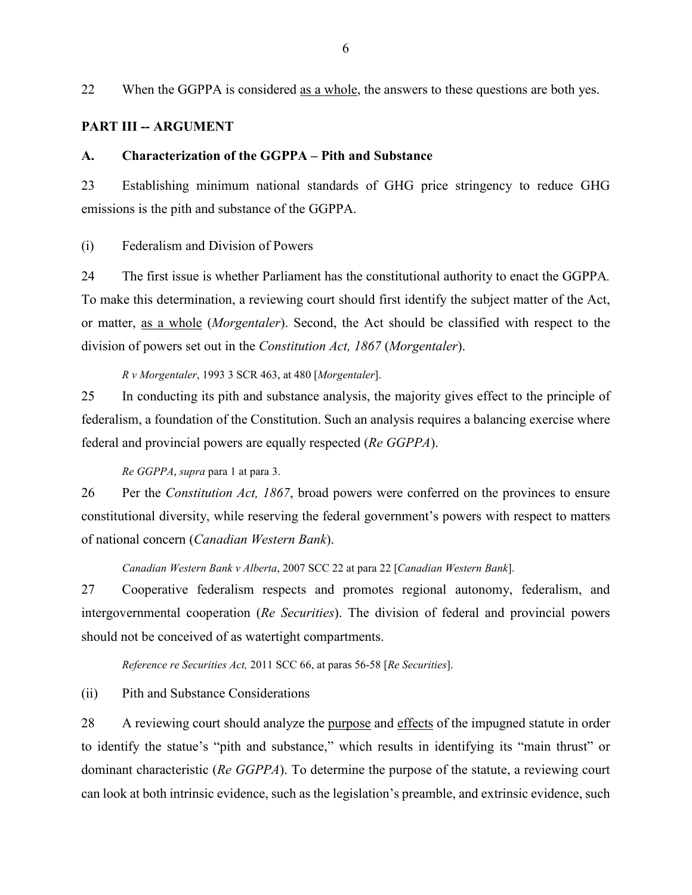22 When the GGPPA is considered <u>as a whole</u>, the answers to these questions are both yes.

## PART III -- ARGUMENT

### A. Characterization of the GGPPA – Pith and Substance

23 Establishing minimum national standards of GHG price stringency to reduce GHG emissions is the pith and substance of the GGPPA.

#### (i) Federalism and Division of Powers

24 The first issue is whether Parliament has the constitutional authority to enact the GGPPA. To make this determination, a reviewing court should first identify the subject matter of the Act, or matter, <u>as a whole</u> (*Morgentaler*). Second, the Act should be classified with respect to the division of powers set out in the *Constitution Act, 1867* (*Morgentaler*).

> *R v Morgentaler*, 1993 3 SCR 463, at 480 [*Morgentaler*].

25 In conducting its pith and substance analysis, the majority gives effect to the principle of federalism, a foundation of the Constitution. Such an analysis requires a balancing exercise where federal and provincial powers are equally respected (*Re GGPPA*).

> *Re GGPPA*, *supra* para 1 at para 3.

26 Per the *Constitution Act, 1867*, broad powers were conferred on the provinces to ensure constitutional diversity, while reserving the federal government's powers with respect to matters of national concern (*Canadian Western Bank*).

> *Canadian Western Bank v Alberta*, 2007 SCC 22 at para 22 [*Canadian Western Bank*].

27 Cooperative federalism respects and promotes regional autonomy, federalism, and intergovernmental cooperation (*Re Securities*). The division of federal and provincial powers should not be conceived of as watertight compartments.

> *Reference re Securities Act,* 2011 SCC 66, at paras 56-58 [*Re Securities*].

#### (ii) Pith and Substance Considerations

28 A reviewing court should analyze the <u>purpose</u> and <u>effects</u> of the impugned statute in order to identify the statue's "pith and substance," which results in identifying its "main thrust" or dominant characteristic (*Re GGPPA*). To determine the purpose of the statute, a reviewing court can look at both intrinsic evidence, such as the legislation's preamble, and extrinsic evidence, such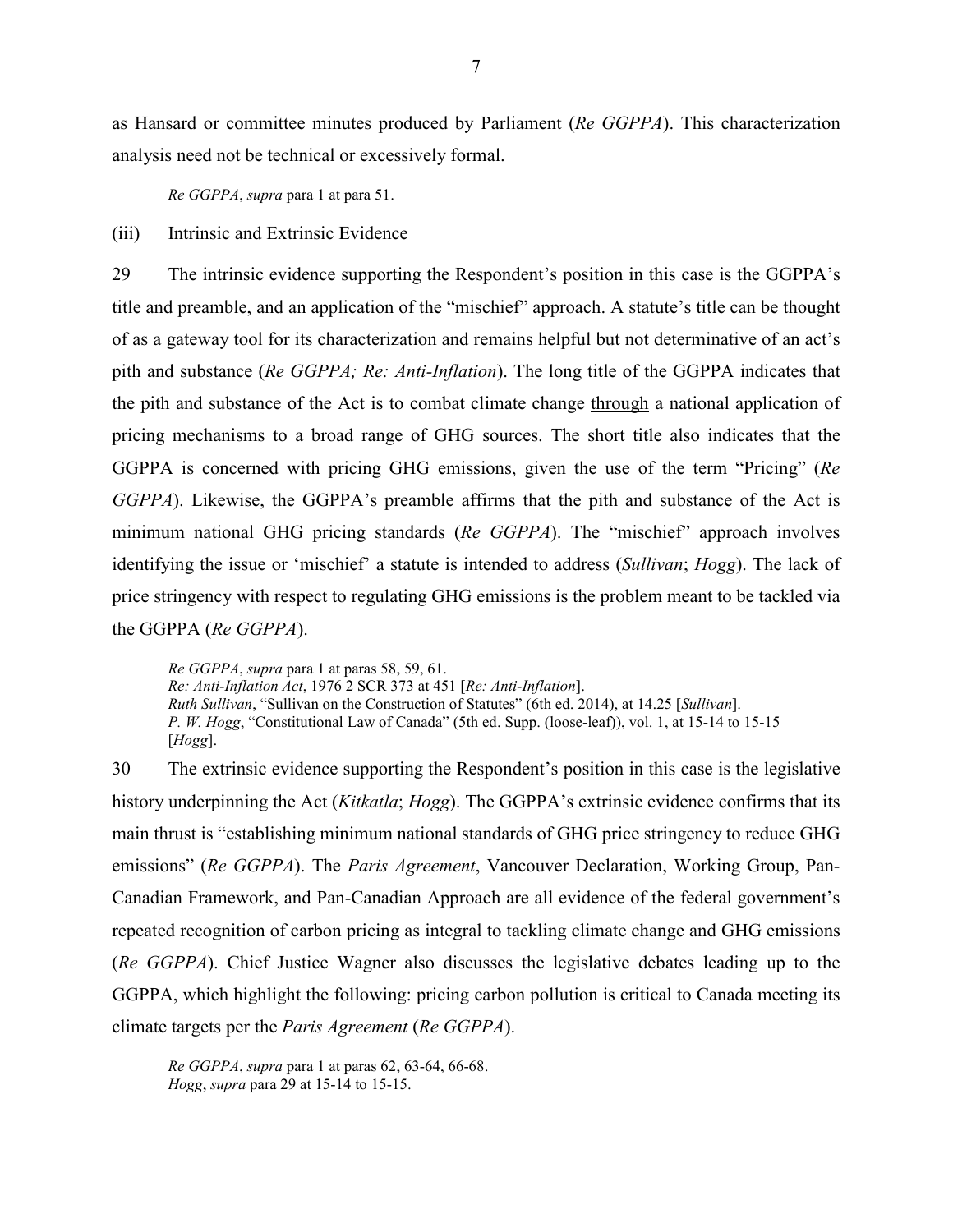as Hansard or committee minutes produced by Parliament (*Re GGPPA*). This characterization analysis need not be technical or excessively formal.

> *Re GGPPA*, *supra* para 1 at para 51.

(iii) Intrinsic and Extrinsic Evidence

29 The intrinsic evidence supporting the Respondent's position in this case is the GGPPA's title and preamble, and an application of the "mischief" approach. A statute's title can be thought of as a gateway tool for its characterization and remains helpful but not determinative of an act's pith and substance (*Re GGPPA; Re: Anti-Inflation*). The long title of the GGPPA indicates that the pith and substance of the Act is to combat climate change <u>through</u> a national application of pricing mechanisms to a broad range of GHG sources. The short title also indicates that the GGPPA is concerned with pricing GHG emissions, given the use of the term "Pricing" (*Re GGPPA*). Likewise, the GGPPA's preamble affirms that the pith and substance of the Act is minimum national GHG pricing standards (*Re GGPPA*). The "mischief" approach involves identifying the issue or 'mischief' a statute is intended to address (*Sullivan*; *Hogg*). The lack of price stringency with respect to regulating GHG emissions is the problem meant to be tackled via the GGPPA (*Re GGPPA*).

> *Re GGPPA*, *supra* para 1 at paras 58, 59, 61.
> *Re: Anti-Inflation Act*, 1976 2 SCR 373 at 451 [*Re: Anti-Inflation*].
> *Ruth Sullivan*, "Sullivan on the Construction of Statutes" (6th ed. 2014), at 14.25 [*Sullivan*].
> *P. W. Hogg*, "Constitutional Law of Canada" (5th ed. Supp. (loose-leaf)), vol. 1, at 15-14 to 15-15 [*Hogg*].

30 The extrinsic evidence supporting the Respondent's position in this case is the legislative history underpinning the Act (*Kitkatla*; *Hogg*). The GGPPA's extrinsic evidence confirms that its main thrust is "establishing minimum national standards of GHG price stringency to reduce GHG emissions" (*Re GGPPA*). The *Paris Agreement*, Vancouver Declaration, Working Group, Pan-Canadian Framework, and Pan-Canadian Approach are all evidence of the federal government's repeated recognition of carbon pricing as integral to tackling climate change and GHG emissions (*Re GGPPA*). Chief Justice Wagner also discusses the legislative debates leading up to the GGPPA, which highlight the following: pricing carbon pollution is critical to Canada meeting its climate targets per the *Paris Agreement* (*Re GGPPA*).

> *Re GGPPA*, *supra* para 1 at paras 62, 63-64, 66-68.
> *Hogg*, *supra* para 29 at 15-14 to 15-15.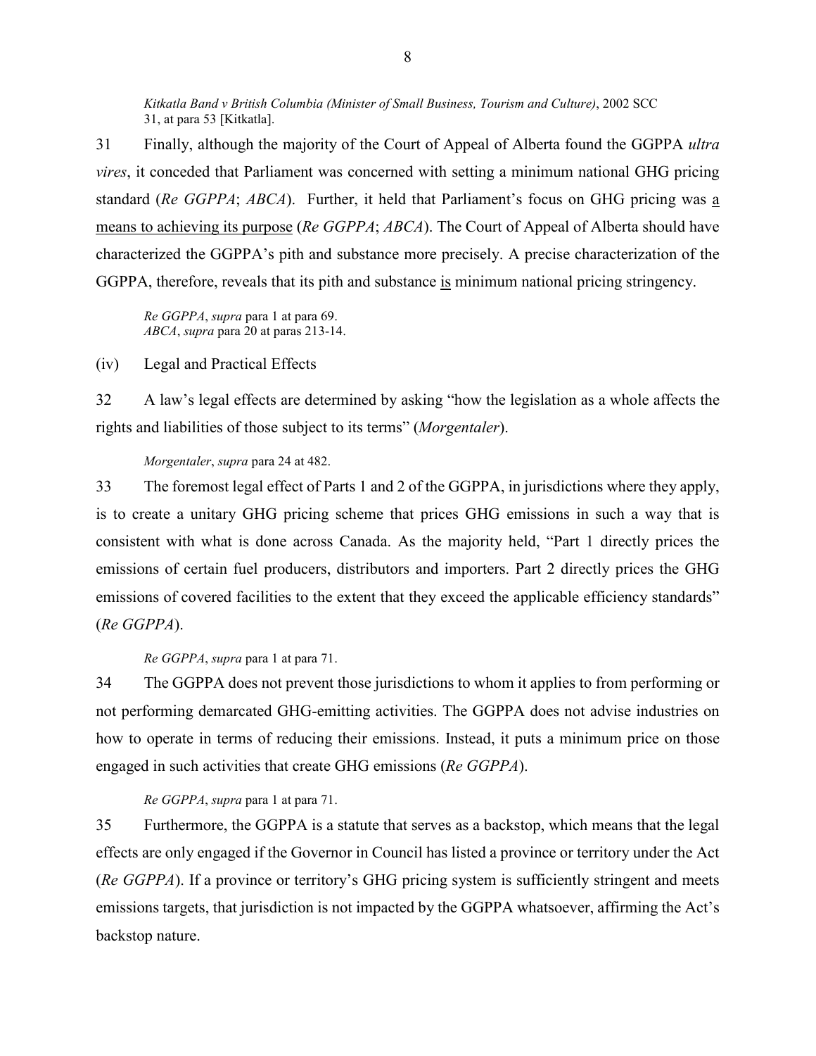*Kitkatla Band v British Columbia (Minister of Small Business, Tourism and Culture)*, 2002 SCC 31, at para 53 [Kitkatla].

31 Finally, although the majority of the Court of Appeal of Alberta found the GGPPA *ultra vires*, it conceded that Parliament was concerned with setting a minimum national GHG pricing standard (*Re GGPPA*; *ABCA*). Further, it held that Parliament's focus on GHG pricing was <u>a means to achieving its purpose</u> (*Re GGPPA*; *ABCA*). The Court of Appeal of Alberta should have characterized the GGPPA's pith and substance more precisely. A precise characterization of the GGPPA, therefore, reveals that its pith and substance <u>is</u> minimum national pricing stringency.

*Re GGPPA*, *supra* para 1 at para 69.
*ABCA*, *supra* para 20 at paras 213-14.

(iv) Legal and Practical Effects

32 A law's legal effects are determined by asking "how the legislation as a whole affects the rights and liabilities of those subject to its terms" (*Morgentaler*).

*Morgentaler*, *supra* para 24 at 482.

33 The foremost legal effect of Parts 1 and 2 of the GGPPA, in jurisdictions where they apply, is to create a unitary GHG pricing scheme that prices GHG emissions in such a way that is consistent with what is done across Canada. As the majority held, "Part 1 directly prices the emissions of certain fuel producers, distributors and importers. Part 2 directly prices the GHG emissions of covered facilities to the extent that they exceed the applicable efficiency standards" (*Re GGPPA*).

*Re GGPPA*, *supra* para 1 at para 71.

34 The GGPPA does not prevent those jurisdictions to whom it applies to from performing or not performing demarcated GHG-emitting activities. The GGPPA does not advise industries on how to operate in terms of reducing their emissions. Instead, it puts a minimum price on those engaged in such activities that create GHG emissions (*Re GGPPA*).

*Re GGPPA*, *supra* para 1 at para 71.

35 Furthermore, the GGPPA is a statute that serves as a backstop, which means that the legal effects are only engaged if the Governor in Council has listed a province or territory under the Act (*Re GGPPA*). If a province or territory's GHG pricing system is sufficiently stringent and meets emissions targets, that jurisdiction is not impacted by the GGPPA whatsoever, affirming the Act's backstop nature.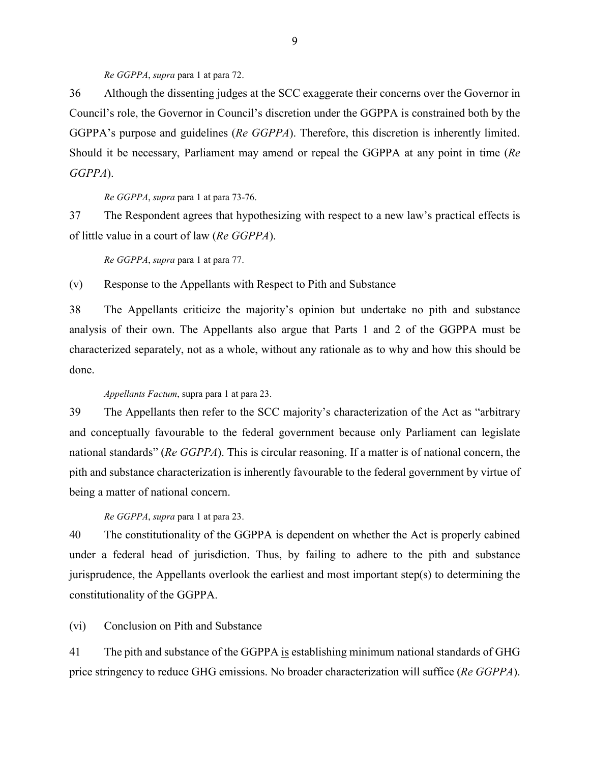*Re GGPPA*, *supra* para 1 at para 72.

36 Although the dissenting judges at the SCC exaggerate their concerns over the Governor in Council's role, the Governor in Council's discretion under the GGPPA is constrained both by the GGPPA's purpose and guidelines (*Re GGPPA*). Therefore, this discretion is inherently limited. Should it be necessary, Parliament may amend or repeal the GGPPA at any point in time (*Re GGPPA*).

*Re GGPPA*, *supra* para 1 at para 73-76.

37 The Respondent agrees that hypothesizing with respect to a new law's practical effects is of little value in a court of law (*Re GGPPA*).

*Re GGPPA*, *supra* para 1 at para 77.

(v) Response to the Appellants with Respect to Pith and Substance

38 The Appellants criticize the majority's opinion but undertake no pith and substance analysis of their own. The Appellants also argue that Parts 1 and 2 of the GGPPA must be characterized separately, not as a whole, without any rationale as to why and how this should be done.

*Appellants Factum*, supra para 1 at para 23.

39 The Appellants then refer to the SCC majority's characterization of the Act as "arbitrary and conceptually favourable to the federal government because only Parliament can legislate national standards" (*Re GGPPA*). This is circular reasoning. If a matter is of national concern, the pith and substance characterization is inherently favourable to the federal government by virtue of being a matter of national concern.

*Re GGPPA*, *supra* para 1 at para 23.

40 The constitutionality of the GGPPA is dependent on whether the Act is properly cabined under a federal head of jurisdiction. Thus, by failing to adhere to the pith and substance jurisprudence, the Appellants overlook the earliest and most important step(s) to determining the constitutionality of the GGPPA.

(vi) Conclusion on Pith and Substance

41 The pith and substance of the GGPPA <u>is</u> establishing minimum national standards of GHG price stringency to reduce GHG emissions. No broader characterization will suffice (*Re GGPPA*).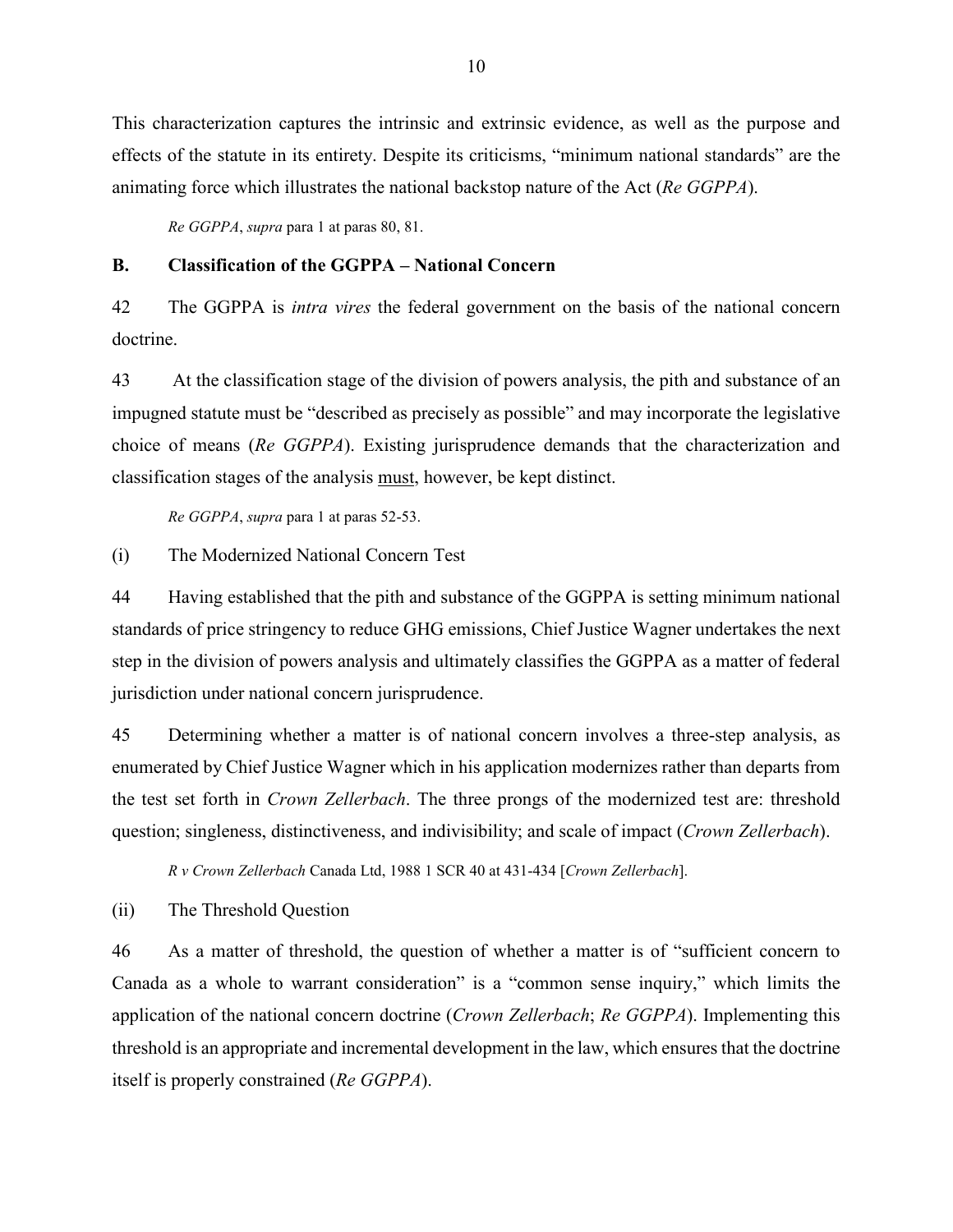This characterization captures the intrinsic and extrinsic evidence, as well as the purpose and effects of the statute in its entirety. Despite its criticisms, "minimum national standards" are the animating force which illustrates the national backstop nature of the Act (*Re GGPPA*).

*Re GGPPA*, *supra* para 1 at paras 80, 81.

## B. Classification of the GGPPA – National Concern

42 The GGPPA is *intra vires* the federal government on the basis of the national concern doctrine.

43 At the classification stage of the division of powers analysis, the pith and substance of an impugned statute must be "described as precisely as possible" and may incorporate the legislative choice of means (*Re GGPPA*). Existing jurisprudence demands that the characterization and classification stages of the analysis <u>must</u>, however, be kept distinct.

*Re GGPPA*, *supra* para 1 at paras 52-53.

### (i) The Modernized National Concern Test

44 Having established that the pith and substance of the GGPPA is setting minimum national standards of price stringency to reduce GHG emissions, Chief Justice Wagner undertakes the next step in the division of powers analysis and ultimately classifies the GGPPA as a matter of federal jurisdiction under national concern jurisprudence.

45 Determining whether a matter is of national concern involves a three-step analysis, as enumerated by Chief Justice Wagner which in his application modernizes rather than departs from the test set forth in *Crown Zellerbach*. The three prongs of the modernized test are: threshold question; singleness, distinctiveness, and indivisibility; and scale of impact (*Crown Zellerbach*).

*R v Crown Zellerbach* Canada Ltd, 1988 1 SCR 40 at 431-434 [*Crown Zellerbach*].

### (ii) The Threshold Question

46 As a matter of threshold, the question of whether a matter is of "sufficient concern to Canada as a whole to warrant consideration" is a "common sense inquiry," which limits the application of the national concern doctrine (*Crown Zellerbach*; *Re GGPPA*). Implementing this threshold is an appropriate and incremental development in the law, which ensures that the doctrine itself is properly constrained (*Re GGPPA*).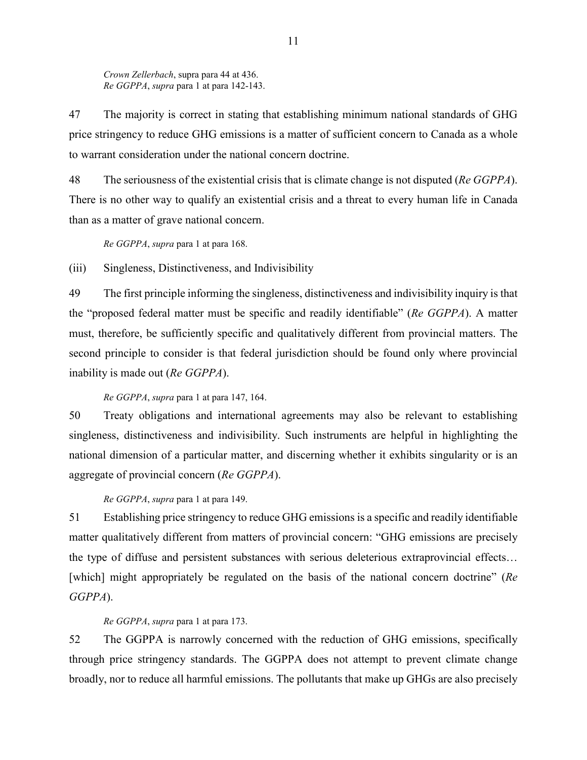*Crown Zellerbach*, supra para 44 at 436.
*Re GGPPA*, *supra* para 1 at para 142-143.

47 The majority is correct in stating that establishing minimum national standards of GHG price stringency to reduce GHG emissions is a matter of sufficient concern to Canada as a whole to warrant consideration under the national concern doctrine.

48 The seriousness of the existential crisis that is climate change is not disputed (*Re GGPPA*). There is no other way to qualify an existential crisis and a threat to every human life in Canada than as a matter of grave national concern.

*Re GGPPA*, *supra* para 1 at para 168.

(iii) Singleness, Distinctiveness, and Indivisibility

49 The first principle informing the singleness, distinctiveness and indivisibility inquiry is that the "proposed federal matter must be specific and readily identifiable" (*Re GGPPA*). A matter must, therefore, be sufficiently specific and qualitatively different from provincial matters. The second principle to consider is that federal jurisdiction should be found only where provincial inability is made out (*Re GGPPA*).

*Re GGPPA*, *supra* para 1 at para 147, 164.

50 Treaty obligations and international agreements may also be relevant to establishing singleness, distinctiveness and indivisibility. Such instruments are helpful in highlighting the national dimension of a particular matter, and discerning whether it exhibits singularity or is an aggregate of provincial concern (*Re GGPPA*).

*Re GGPPA*, *supra* para 1 at para 149.

51 Establishing price stringency to reduce GHG emissions is a specific and readily identifiable matter qualitatively different from matters of provincial concern: "GHG emissions are precisely the type of diffuse and persistent substances with serious deleterious extraprovincial effects… [which] might appropriately be regulated on the basis of the national concern doctrine" (*Re GGPPA*).

*Re GGPPA*, *supra* para 1 at para 173.

52 The GGPPA is narrowly concerned with the reduction of GHG emissions, specifically through price stringency standards. The GGPPA does not attempt to prevent climate change broadly, nor to reduce all harmful emissions. The pollutants that make up GHGs are also precisely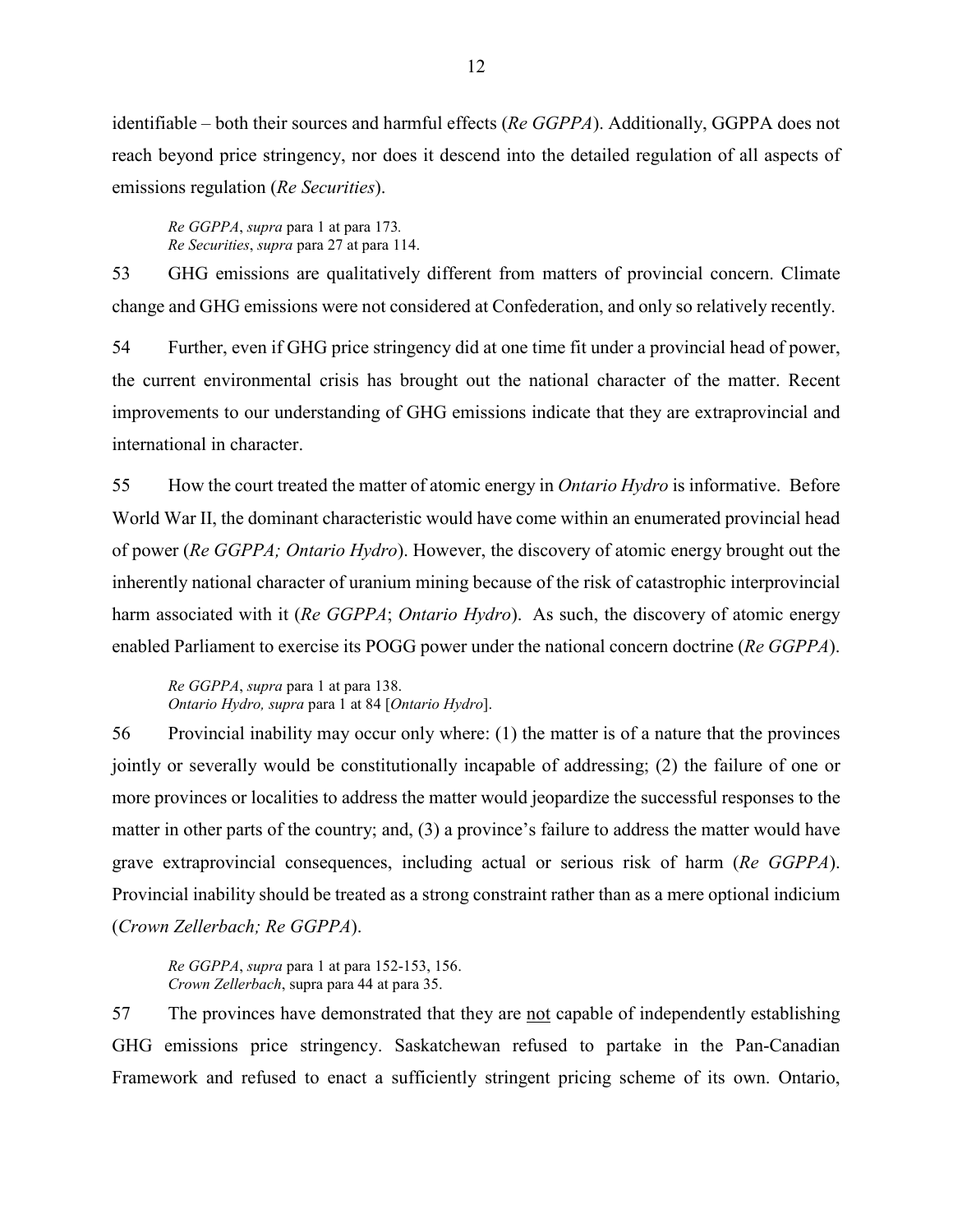identifiable – both their sources and harmful effects (*Re GGPPA*). Additionally, GGPPA does not reach beyond price stringency, nor does it descend into the detailed regulation of all aspects of emissions regulation (*Re Securities*).

> *Re GGPPA*, *supra* para 1 at para 173.
> *Re Securities*, *supra* para 27 at para 114.

53 GHG emissions are qualitatively different from matters of provincial concern. Climate change and GHG emissions were not considered at Confederation, and only so relatively recently.

54 Further, even if GHG price stringency did at one time fit under a provincial head of power, the current environmental crisis has brought out the national character of the matter. Recent improvements to our understanding of GHG emissions indicate that they are extraprovincial and international in character.

55 How the court treated the matter of atomic energy in *Ontario Hydro* is informative. Before World War II, the dominant characteristic would have come within an enumerated provincial head of power (*Re GGPPA; Ontario Hydro*). However, the discovery of atomic energy brought out the inherently national character of uranium mining because of the risk of catastrophic interprovincial harm associated with it (*Re GGPPA*; *Ontario Hydro*). As such, the discovery of atomic energy enabled Parliament to exercise its POGG power under the national concern doctrine (*Re GGPPA*).

> *Re GGPPA*, *supra* para 1 at para 138.
> *Ontario Hydro, supra* para 1 at 84 [*Ontario Hydro*].

56 Provincial inability may occur only where: (1) the matter is of a nature that the provinces jointly or severally would be constitutionally incapable of addressing; (2) the failure of one or more provinces or localities to address the matter would jeopardize the successful responses to the matter in other parts of the country; and, (3) a province's failure to address the matter would have grave extraprovincial consequences, including actual or serious risk of harm (*Re GGPPA*). Provincial inability should be treated as a strong constraint rather than as a mere optional indicium (*Crown Zellerbach; Re GGPPA*).

> *Re GGPPA*, *supra* para 1 at para 152-153, 156.
> *Crown Zellerbach*, supra para 44 at para 35.

57 The provinces have demonstrated that they are <u>not</u> capable of independently establishing GHG emissions price stringency. Saskatchewan refused to partake in the Pan-Canadian Framework and refused to enact a sufficiently stringent pricing scheme of its own. Ontario,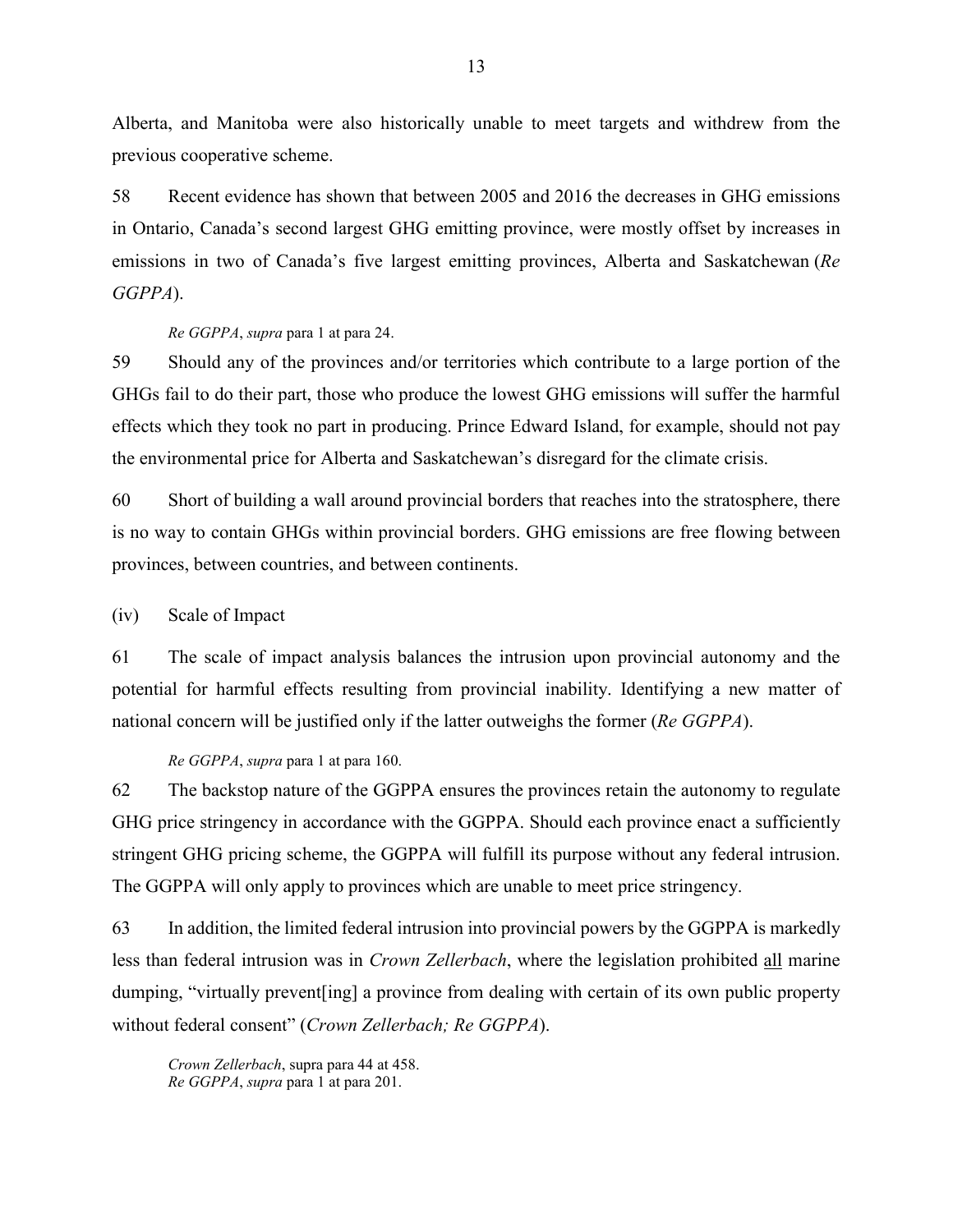Alberta, and Manitoba were also historically unable to meet targets and withdrew from the previous cooperative scheme.

58 Recent evidence has shown that between 2005 and 2016 the decreases in GHG emissions in Ontario, Canada's second largest GHG emitting province, were mostly offset by increases in emissions in two of Canada's five largest emitting provinces, Alberta and Saskatchewan (*Re GGPPA*).

> *Re GGPPA*, *supra* para 1 at para 24.

59 Should any of the provinces and/or territories which contribute to a large portion of the GHGs fail to do their part, those who produce the lowest GHG emissions will suffer the harmful effects which they took no part in producing. Prince Edward Island, for example, should not pay the environmental price for Alberta and Saskatchewan's disregard for the climate crisis.

60 Short of building a wall around provincial borders that reaches into the stratosphere, there is no way to contain GHGs within provincial borders. GHG emissions are free flowing between provinces, between countries, and between continents.

(iv) Scale of Impact

61 The scale of impact analysis balances the intrusion upon provincial autonomy and the potential for harmful effects resulting from provincial inability. Identifying a new matter of national concern will be justified only if the latter outweighs the former (*Re GGPPA*).

> *Re GGPPA*, *supra* para 1 at para 160.

62 The backstop nature of the GGPPA ensures the provinces retain the autonomy to regulate GHG price stringency in accordance with the GGPPA. Should each province enact a sufficiently stringent GHG pricing scheme, the GGPPA will fulfill its purpose without any federal intrusion. The GGPPA will only apply to provinces which are unable to meet price stringency.

63 In addition, the limited federal intrusion into provincial powers by the GGPPA is markedly less than federal intrusion was in *Crown Zellerbach*, where the legislation prohibited <u>all</u> marine dumping, "virtually prevent[ing] a province from dealing with certain of its own public property without federal consent" (*Crown Zellerbach; Re GGPPA*).

> *Crown Zellerbach*, supra para 44 at 458.
> *Re GGPPA*, *supra* para 1 at para 201.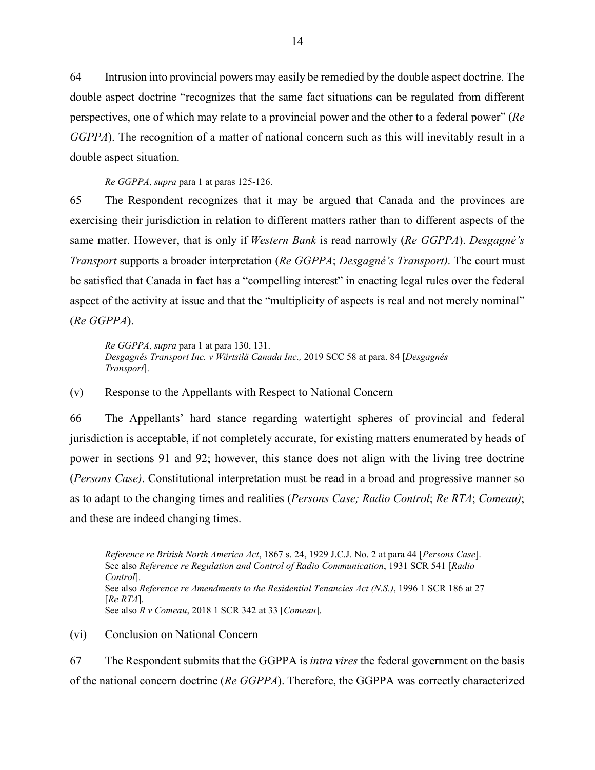64 Intrusion into provincial powers may easily be remedied by the double aspect doctrine. The double aspect doctrine "recognizes that the same fact situations can be regulated from different perspectives, one of which may relate to a provincial power and the other to a federal power" (*Re GGPPA*). The recognition of a matter of national concern such as this will inevitably result in a double aspect situation.

> *Re GGPPA*, *supra* para 1 at paras 125-126.

65 The Respondent recognizes that it may be argued that Canada and the provinces are exercising their jurisdiction in relation to different matters rather than to different aspects of the same matter. However, that is only if *Western Bank* is read narrowly (*Re GGPPA*). *Desgagné's Transport* supports a broader interpretation (*Re GGPPA*; *Desgagné's Transport)*. The court must be satisfied that Canada in fact has a "compelling interest" in enacting legal rules over the federal aspect of the activity at issue and that the "multiplicity of aspects is real and not merely nominal" (*Re GGPPA*).

> *Re GGPPA*, *supra* para 1 at para 130, 131.
> *Desgagnés Transport Inc. v Wärtsilä Canada Inc.,* 2019 SCC 58 at para. 84 [*Desgagnés Transport*].

(v) Response to the Appellants with Respect to National Concern

66 The Appellants' hard stance regarding watertight spheres of provincial and federal jurisdiction is acceptable, if not completely accurate, for existing matters enumerated by heads of power in sections 91 and 92; however, this stance does not align with the living tree doctrine (*Persons Case)*. Constitutional interpretation must be read in a broad and progressive manner so as to adapt to the changing times and realities (*Persons Case; Radio Control*; *Re RTA*; *Comeau)*; and these are indeed changing times.

> *Reference re British North America Act*, 1867 s. 24, 1929 J.C.J. No. 2 at para 44 [*Persons Case*].
> See also *Reference re Regulation and Control of Radio Communication*, 1931 SCR 541 [*Radio Control*].
> See also *Reference re Amendments to the Residential Tenancies Act (N.S.)*, 1996 1 SCR 186 at 27 [*Re RTA*].
> See also *R v Comeau*, 2018 1 SCR 342 at 33 [*Comeau*].

(vi) Conclusion on National Concern

67 The Respondent submits that the GGPPA is *intra vires* the federal government on the basis of the national concern doctrine (*Re GGPPA*). Therefore, the GGPPA was correctly characterized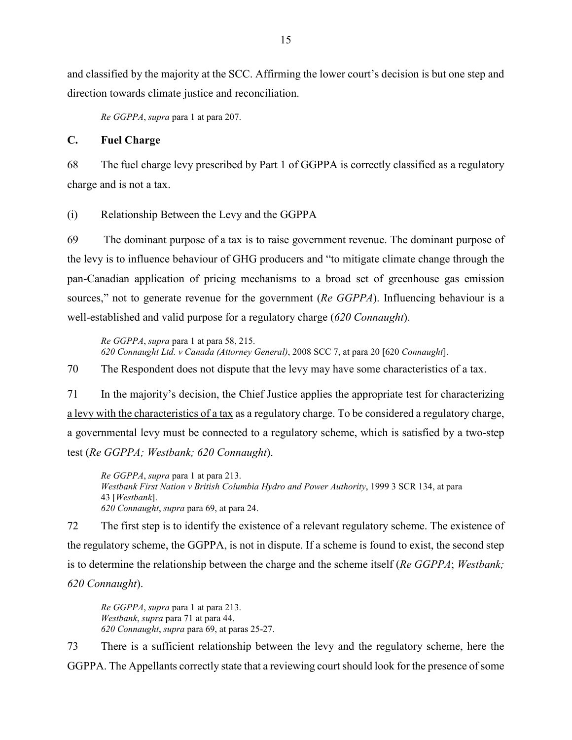and classified by the majority at the SCC. Affirming the lower court's decision is but one step and direction towards climate justice and reconciliation.

> *Re GGPPA*, *supra* para 1 at para 207.

## C. Fuel Charge

68 The fuel charge levy prescribed by Part 1 of GGPPA is correctly classified as a regulatory charge and is not a tax.

### (i) Relationship Between the Levy and the GGPPA

69 The dominant purpose of a tax is to raise government revenue. The dominant purpose of the levy is to influence behaviour of GHG producers and "to mitigate climate change through the pan-Canadian application of pricing mechanisms to a broad set of greenhouse gas emission sources," not to generate revenue for the government (*Re GGPPA*). Influencing behaviour is a well-established and valid purpose for a regulatory charge (*620 Connaught*).

> *Re GGPPA*, *supra* para 1 at para 58, 215.
> *620 Connaught Ltd. v Canada (Attorney General)*, 2008 SCC 7, at para 20 [620 *Connaught*].

70 The Respondent does not dispute that the levy may have some characteristics of a tax.

71 In the majority's decision, the Chief Justice applies the appropriate test for characterizing <u>a levy with the characteristics of a tax</u> as a regulatory charge. To be considered a regulatory charge, a governmental levy must be connected to a regulatory scheme, which is satisfied by a two-step test (*Re GGPPA; Westbank; 620 Connaught*).

> *Re GGPPA*, *supra* para 1 at para 213.
> *Westbank First Nation v British Columbia Hydro and Power Authority*, 1999 3 SCR 134, at para 43 [*Westbank*].
> *620 Connaught*, *supra* para 69, at para 24.

72 The first step is to identify the existence of a relevant regulatory scheme. The existence of the regulatory scheme, the GGPPA, is not in dispute. If a scheme is found to exist, the second step is to determine the relationship between the charge and the scheme itself (*Re GGPPA*; *Westbank; 620 Connaught*).

> *Re GGPPA*, *supra* para 1 at para 213.
> *Westbank*, *supra* para 71 at para 44.
> *620 Connaught*, *supra* para 69, at paras 25-27.

73 There is a sufficient relationship between the levy and the regulatory scheme, here the GGPPA. The Appellants correctly state that a reviewing court should look for the presence of some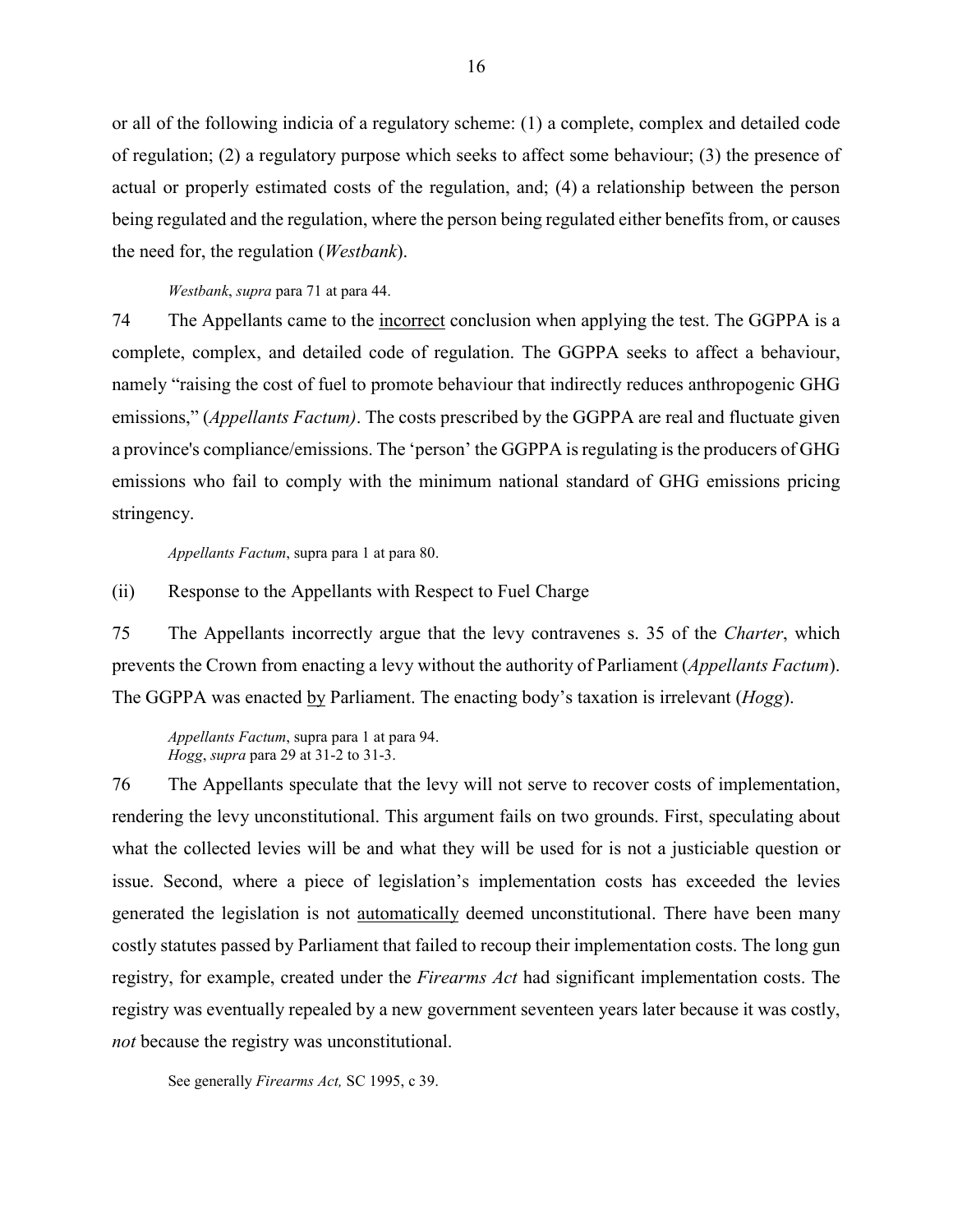or all of the following indicia of a regulatory scheme: (1) a complete, complex and detailed code of regulation; (2) a regulatory purpose which seeks to affect some behaviour; (3) the presence of actual or properly estimated costs of the regulation, and; (4) a relationship between the person being regulated and the regulation, where the person being regulated either benefits from, or causes the need for, the regulation (*Westbank*).

> *Westbank*, *supra* para 71 at para 44.

74 The Appellants came to the <u>incorrect</u> conclusion when applying the test. The GGPPA is a complete, complex, and detailed code of regulation. The GGPPA seeks to affect a behaviour, namely "raising the cost of fuel to promote behaviour that indirectly reduces anthropogenic GHG emissions," (*Appellants Factum)*. The costs prescribed by the GGPPA are real and fluctuate given a province's compliance/emissions. The 'person' the GGPPA is regulating is the producers of GHG emissions who fail to comply with the minimum national standard of GHG emissions pricing stringency.

> *Appellants Factum*, supra para 1 at para 80.

(ii) Response to the Appellants with Respect to Fuel Charge

75 The Appellants incorrectly argue that the levy contravenes s. 35 of the *Charter*, which prevents the Crown from enacting a levy without the authority of Parliament (*Appellants Factum*). The GGPPA was enacted <u>by</u> Parliament. The enacting body's taxation is irrelevant (*Hogg*).

> *Appellants Factum*, supra para 1 at para 94.
> *Hogg*, *supra* para 29 at 31-2 to 31-3.

76 The Appellants speculate that the levy will not serve to recover costs of implementation, rendering the levy unconstitutional. This argument fails on two grounds. First, speculating about what the collected levies will be and what they will be used for is not a justiciable question or issue. Second, where a piece of legislation's implementation costs has exceeded the levies generated the legislation is not <u>automatically</u> deemed unconstitutional. There have been many costly statutes passed by Parliament that failed to recoup their implementation costs. The long gun registry, for example, created under the *Firearms Act* had significant implementation costs. The registry was eventually repealed by a new government seventeen years later because it was costly, *not* because the registry was unconstitutional.

> See generally *Firearms Act,* SC 1995, c 39.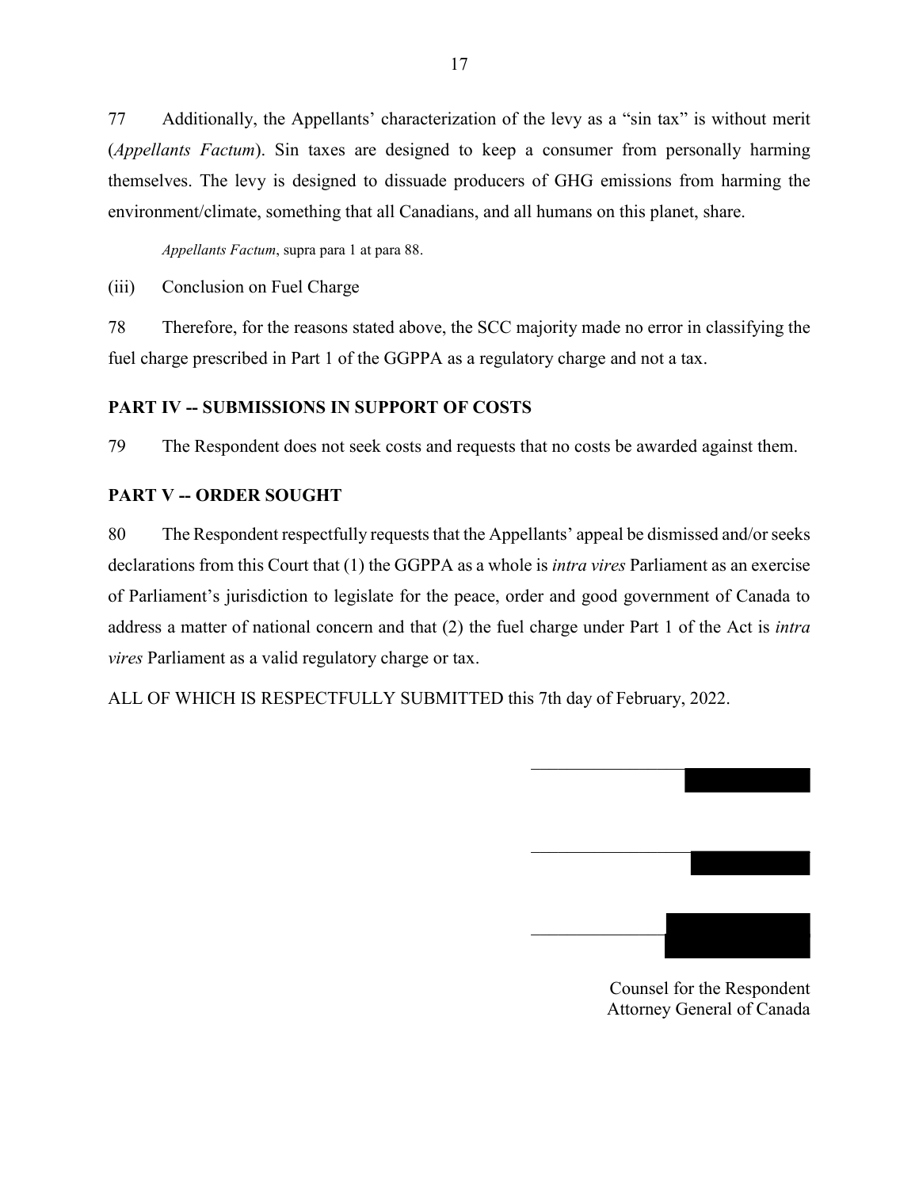77 Additionally, the Appellants' characterization of the levy as a "sin tax" is without merit (*Appellants Factum*). Sin taxes are designed to keep a consumer from personally harming themselves. The levy is designed to dissuade producers of GHG emissions from harming the environment/climate, something that all Canadians, and all humans on this planet, share.

> *Appellants Factum*, supra para 1 at para 88.

(iii) Conclusion on Fuel Charge

78 Therefore, for the reasons stated above, the SCC majority made no error in classifying the fuel charge prescribed in Part 1 of the GGPPA as a regulatory charge and not a tax.

## PART IV -- SUBMISSIONS IN SUPPORT OF COSTS

79 The Respondent does not seek costs and requests that no costs be awarded against them.

## PART V -- ORDER SOUGHT

80 The Respondent respectfully requests that the Appellants' appeal be dismissed and/or seeks declarations from this Court that (1) the GGPPA as a whole is *intra vires* Parliament as an exercise of Parliament's jurisdiction to legislate for the peace, order and good government of Canada to address a matter of national concern and that (2) the fuel charge under Part 1 of the Act is *intra vires* Parliament as a valid regulatory charge or tax.

ALL OF WHICH IS RESPECTFULLY SUBMITTED this 7th day of February, 2022.

Counsel for the Respondent
Attorney General of Canada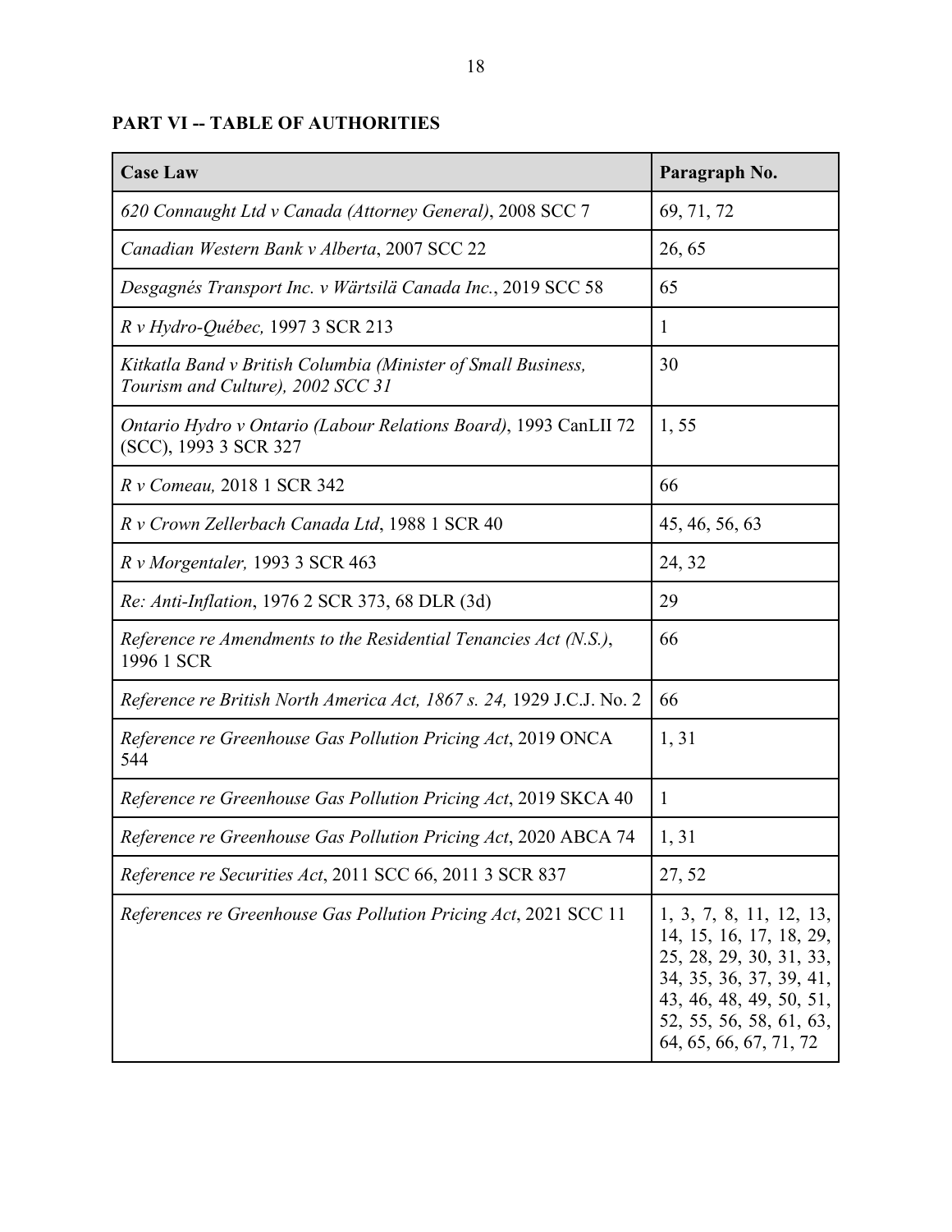**PART VI -- TABLE OF AUTHORITIES**

| Case Law | Paragraph No. |
|---|---|
| *620 Connaught Ltd v Canada (Attorney General)*, 2008 SCC 7 | 69, 71, 72 |
| *Canadian Western Bank v Alberta*, 2007 SCC 22 | 26, 65 |
| *Desgagnés Transport Inc. v Wärtsilä Canada Inc.*, 2019 SCC 58 | 65 |
| *R v Hydro-Québec,* 1997 3 SCR 213 | 1 |
| *Kitkatla Band v British Columbia (Minister of Small Business, Tourism and Culture), 2002 SCC 31* | 30 |
| *Ontario Hydro v Ontario (Labour Relations Board)*, 1993 CanLII 72 (SCC), 1993 3 SCR 327 | 1, 55 |
| *R v Comeau,* 2018 1 SCR 342 | 66 |
| *R v Crown Zellerbach Canada Ltd*, 1988 1 SCR 40 | 45, 46, 56, 63 |
| *R v Morgentaler,* 1993 3 SCR 463 | 24, 32 |
| *Re: Anti-Inflation*, 1976 2 SCR 373, 68 DLR (3d) | 29 |
| *Reference re Amendments to the Residential Tenancies Act (N.S.)*, 1996 1 SCR | 66 |
| *Reference re British North America Act, 1867 s. 24,* 1929 J.C.J. No. 2 | 66 |
| *Reference re Greenhouse Gas Pollution Pricing Act*, 2019 ONCA 544 | 1, 31 |
| *Reference re Greenhouse Gas Pollution Pricing Act*, 2019 SKCA 40 | 1 |
| *Reference re Greenhouse Gas Pollution Pricing Act*, 2020 ABCA 74 | 1, 31 |
| *Reference re Securities Act*, 2011 SCC 66, 2011 3 SCR 837 | 27, 52 |
| *References re Greenhouse Gas Pollution Pricing Act*, 2021 SCC 11 | 1, 3, 7, 8, 11, 12, 13, 14, 15, 16, 17, 18, 29, 25, 28, 29, 30, 31, 33, 34, 35, 36, 37, 39, 41, 43, 46, 48, 49, 50, 51, 52, 55, 56, 58, 61, 63, 64, 65, 66, 67, 71, 72 |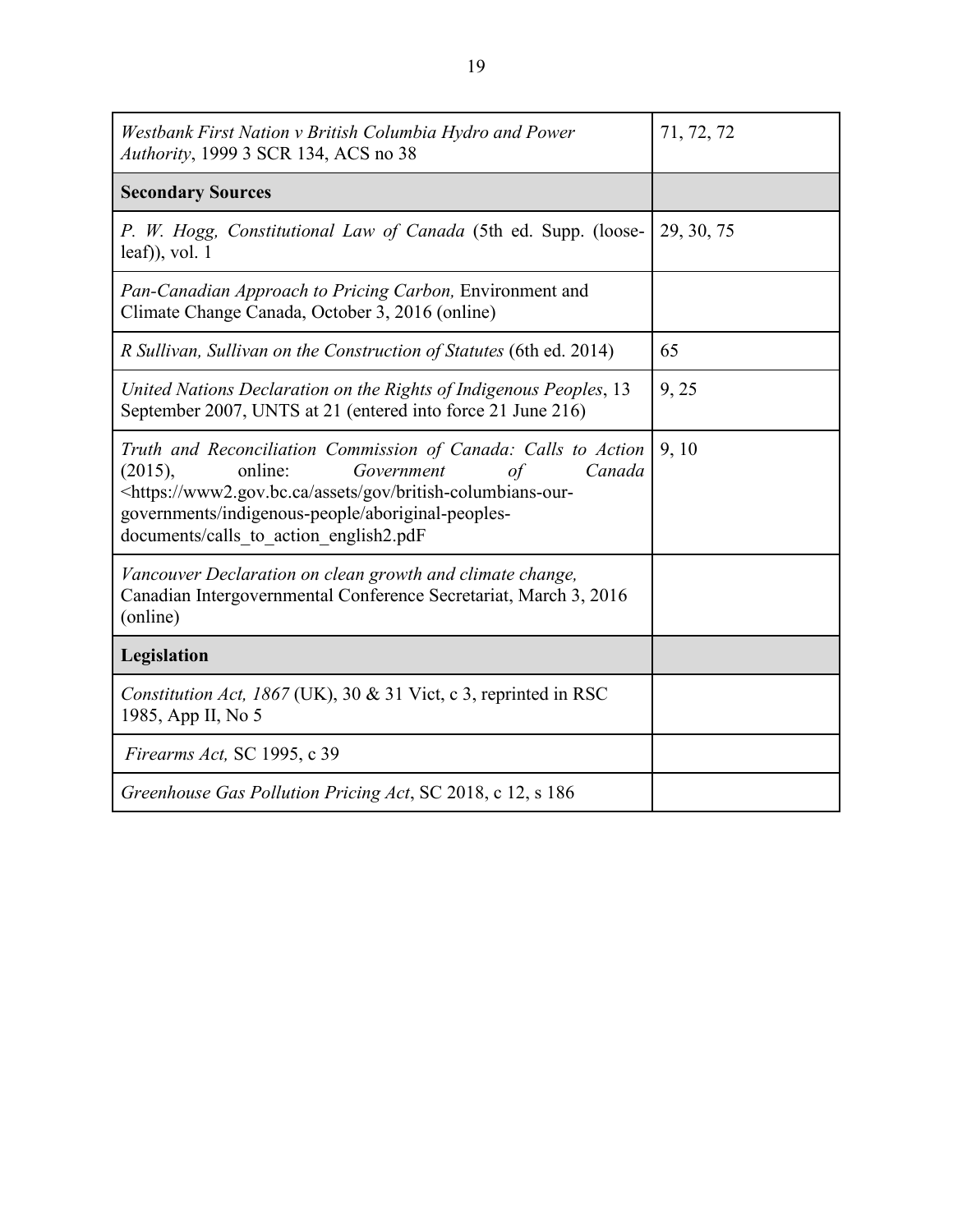| *Westbank First Nation v British Columbia Hydro and Power Authority*, 1999 3 SCR 134, ACS no 38 | 71, 72, 72 |
|---|---|
| **Secondary Sources** | |
| *P. W. Hogg, Constitutional Law of Canada* (5th ed. Supp. (loose-leaf)), vol. 1 | 29, 30, 75 |
| *Pan-Canadian Approach to Pricing Carbon,* Environment and Climate Change Canada, October 3, 2016 (online) | |
| *R Sullivan, Sullivan on the Construction of Statutes* (6th ed. 2014) | 65 |
| *United Nations Declaration on the Rights of Indigenous Peoples*, 13 September 2007, UNTS at 21 (entered into force 21 June 216) | 9, 25 |
| *Truth and Reconciliation Commission of Canada: Calls to Action* (2015), online: *Government of Canada* <https://www2.gov.bc.ca/assets/gov/british-columbians-our-governments/indigenous-people/aboriginal-peoples-documents/calls_to_action_english2.pdF | 9, 10 |
| *Vancouver Declaration on clean growth and climate change,* Canadian Intergovernmental Conference Secretariat, March 3, 2016 (online) | |
| **Legislation** | |
| *Constitution Act, 1867* (UK), 30 & 31 Vict, c 3, reprinted in RSC 1985, App II, No 5 | |
| *Firearms Act,* SC 1995, c 39 | |
| *Greenhouse Gas Pollution Pricing Act*, SC 2018, c 12, s 186 | |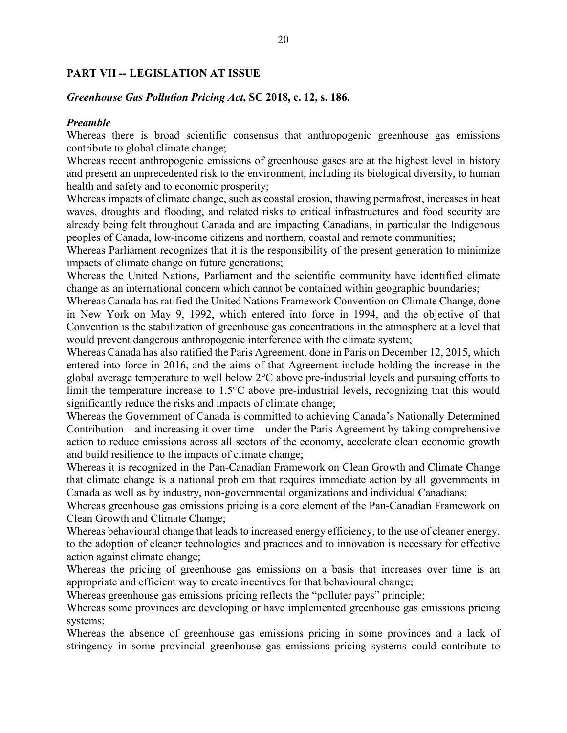## PART VII -- LEGISLATION AT ISSUE

***Greenhouse Gas Pollution Pricing Act*, SC 2018, c. 12, s. 186.**

***Preamble***

Whereas there is broad scientific consensus that anthropogenic greenhouse gas emissions contribute to global climate change;

Whereas recent anthropogenic emissions of greenhouse gases are at the highest level in history and present an unprecedented risk to the environment, including its biological diversity, to human health and safety and to economic prosperity;

Whereas impacts of climate change, such as coastal erosion, thawing permafrost, increases in heat waves, droughts and flooding, and related risks to critical infrastructures and food security are already being felt throughout Canada and are impacting Canadians, in particular the Indigenous peoples of Canada, low-income citizens and northern, coastal and remote communities;

Whereas Parliament recognizes that it is the responsibility of the present generation to minimize impacts of climate change on future generations;

Whereas the United Nations, Parliament and the scientific community have identified climate change as an international concern which cannot be contained within geographic boundaries;

Whereas Canada has ratified the United Nations Framework Convention on Climate Change, done in New York on May 9, 1992, which entered into force in 1994, and the objective of that Convention is the stabilization of greenhouse gas concentrations in the atmosphere at a level that would prevent dangerous anthropogenic interference with the climate system;

Whereas Canada has also ratified the Paris Agreement, done in Paris on December 12, 2015, which entered into force in 2016, and the aims of that Agreement include holding the increase in the global average temperature to well below 2°C above pre-industrial levels and pursuing efforts to limit the temperature increase to 1.5°C above pre-industrial levels, recognizing that this would significantly reduce the risks and impacts of climate change;

Whereas the Government of Canada is committed to achieving Canada's Nationally Determined Contribution – and increasing it over time – under the Paris Agreement by taking comprehensive action to reduce emissions across all sectors of the economy, accelerate clean economic growth and build resilience to the impacts of climate change;

Whereas it is recognized in the Pan-Canadian Framework on Clean Growth and Climate Change that climate change is a national problem that requires immediate action by all governments in Canada as well as by industry, non-governmental organizations and individual Canadians;

Whereas greenhouse gas emissions pricing is a core element of the Pan-Canadian Framework on Clean Growth and Climate Change;

Whereas behavioural change that leads to increased energy efficiency, to the use of cleaner energy, to the adoption of cleaner technologies and practices and to innovation is necessary for effective action against climate change;

Whereas the pricing of greenhouse gas emissions on a basis that increases over time is an appropriate and efficient way to create incentives for that behavioural change;

Whereas greenhouse gas emissions pricing reflects the "polluter pays" principle;

Whereas some provinces are developing or have implemented greenhouse gas emissions pricing systems;

Whereas the absence of greenhouse gas emissions pricing in some provinces and a lack of stringency in some provincial greenhouse gas emissions pricing systems could contribute to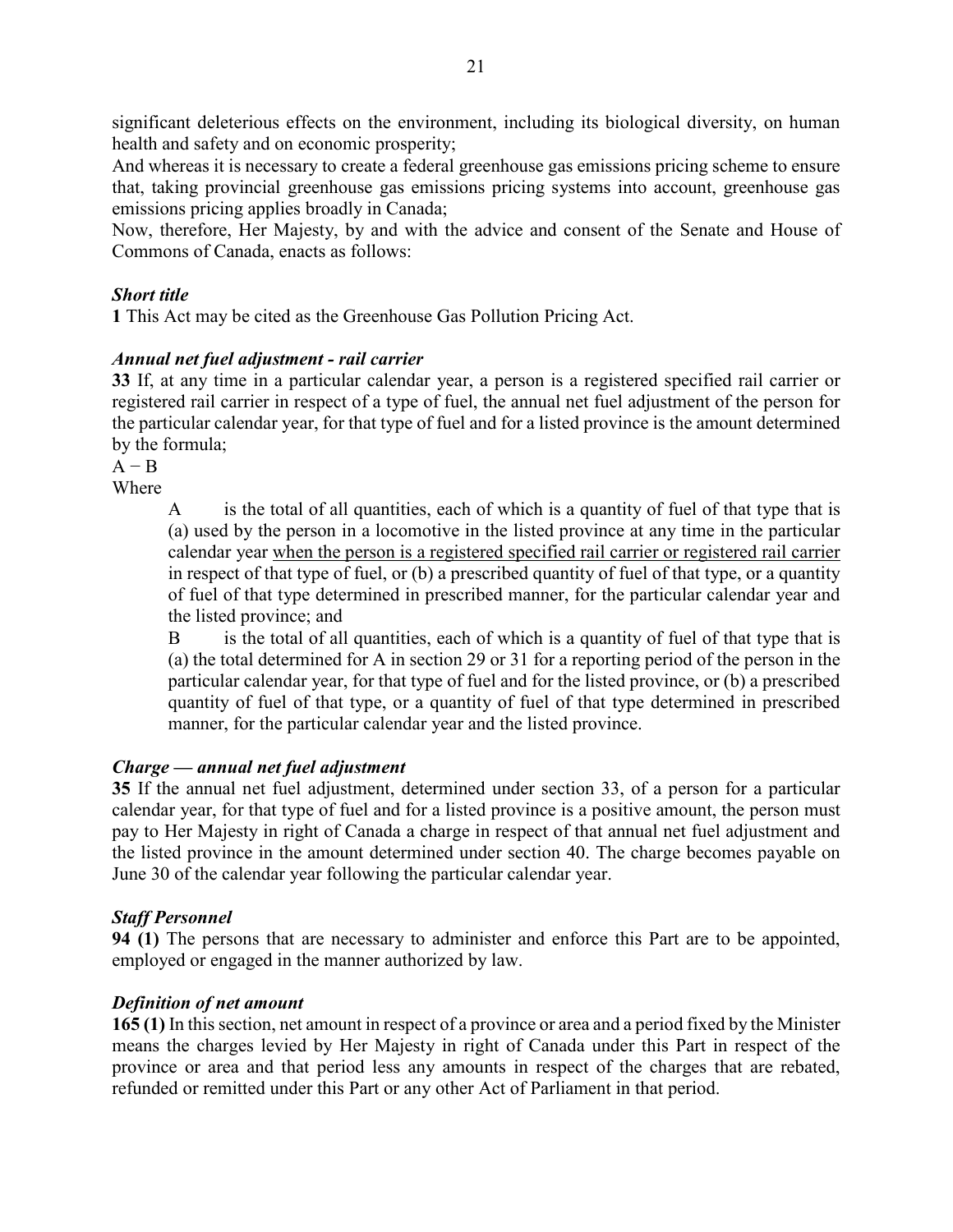significant deleterious effects on the environment, including its biological diversity, on human health and safety and on economic prosperity;

And whereas it is necessary to create a federal greenhouse gas emissions pricing scheme to ensure that, taking provincial greenhouse gas emissions pricing systems into account, greenhouse gas emissions pricing applies broadly in Canada;

Now, therefore, Her Majesty, by and with the advice and consent of the Senate and House of Commons of Canada, enacts as follows:

***Short title***

**1** This Act may be cited as the Greenhouse Gas Pollution Pricing Act.

***Annual net fuel adjustment - rail carrier***

**33** If, at any time in a particular calendar year, a person is a registered specified rail carrier or registered rail carrier in respect of a type of fuel, the annual net fuel adjustment of the person for the particular calendar year, for that type of fuel and for a listed province is the amount determined by the formula;

$A - B$

Where

> A is the total of all quantities, each of which is a quantity of fuel of that type that is (a) used by the person in a locomotive in the listed province at any time in the particular calendar year <u>when the person is a registered specified rail carrier or registered rail carrier</u> in respect of that type of fuel, or (b) a prescribed quantity of fuel of that type, or a quantity of fuel of that type determined in prescribed manner, for the particular calendar year and the listed province; and
>
> B is the total of all quantities, each of which is a quantity of fuel of that type that is (a) the total determined for A in section 29 or 31 for a reporting period of the person in the particular calendar year, for that type of fuel and for the listed province, or (b) a prescribed quantity of fuel of that type, or a quantity of fuel of that type determined in prescribed manner, for the particular calendar year and the listed province.

***Charge — annual net fuel adjustment***

**35** If the annual net fuel adjustment, determined under section 33, of a person for a particular calendar year, for that type of fuel and for a listed province is a positive amount, the person must pay to Her Majesty in right of Canada a charge in respect of that annual net fuel adjustment and the listed province in the amount determined under section 40. The charge becomes payable on June 30 of the calendar year following the particular calendar year.

***Staff Personnel***

**94 (1)** The persons that are necessary to administer and enforce this Part are to be appointed, employed or engaged in the manner authorized by law.

***Definition of net amount***

**165 (1)** In this section, net amount in respect of a province or area and a period fixed by the Minister means the charges levied by Her Majesty in right of Canada under this Part in respect of the province or area and that period less any amounts in respect of the charges that are rebated, refunded or remitted under this Part or any other Act of Parliament in that period.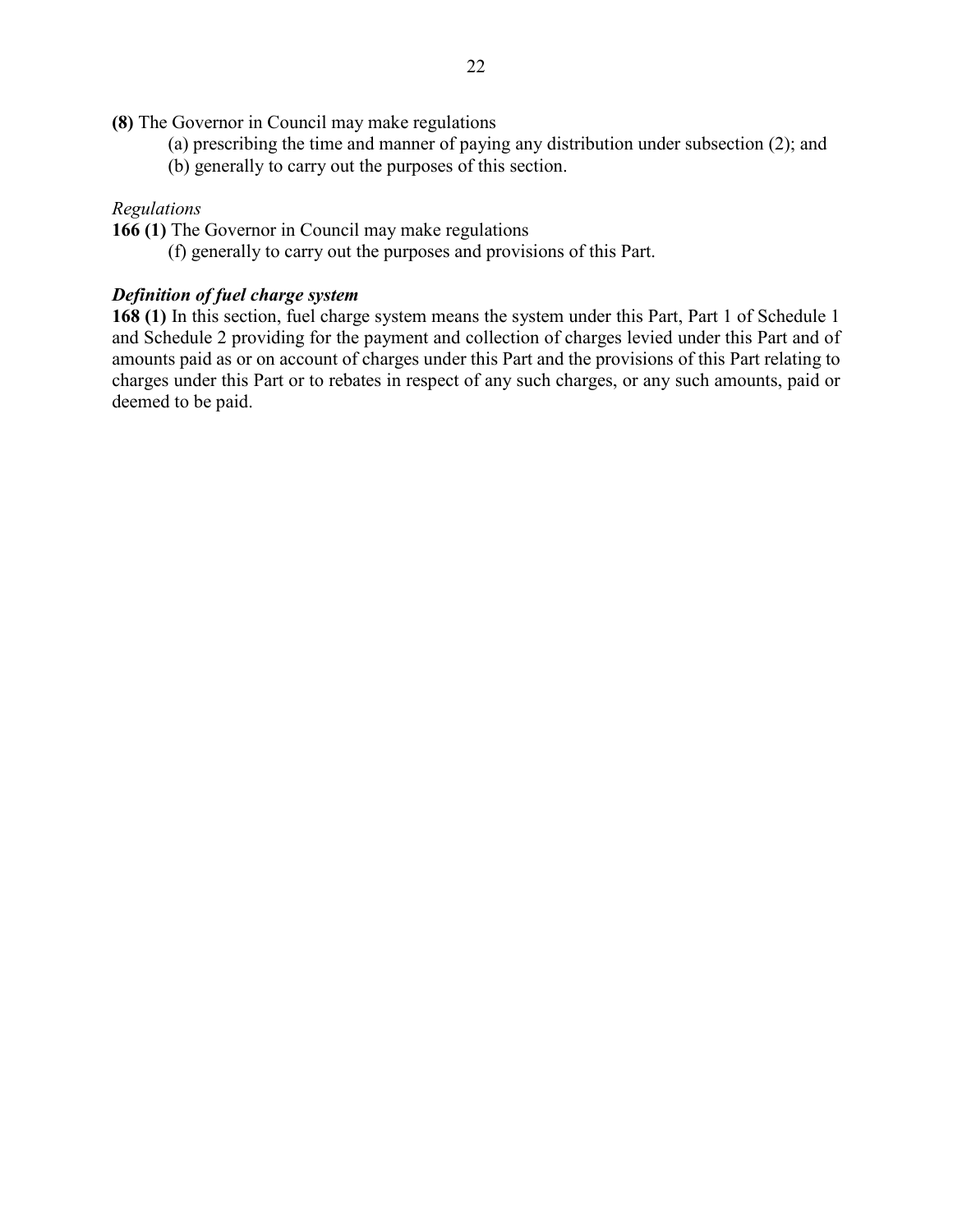**(8)** The Governor in Council may make regulations

(a) prescribing the time and manner of paying any distribution under subsection (2); and

(b) generally to carry out the purposes of this section.

*Regulations*

**166 (1)** The Governor in Council may make regulations

(f) generally to carry out the purposes and provisions of this Part.

***Definition of fuel charge system***

**168 (1)** In this section, fuel charge system means the system under this Part, Part 1 of Schedule 1 and Schedule 2 providing for the payment and collection of charges levied under this Part and of amounts paid as or on account of charges under this Part and the provisions of this Part relating to charges under this Part or to rebates in respect of any such charges, or any such amounts, paid or deemed to be paid.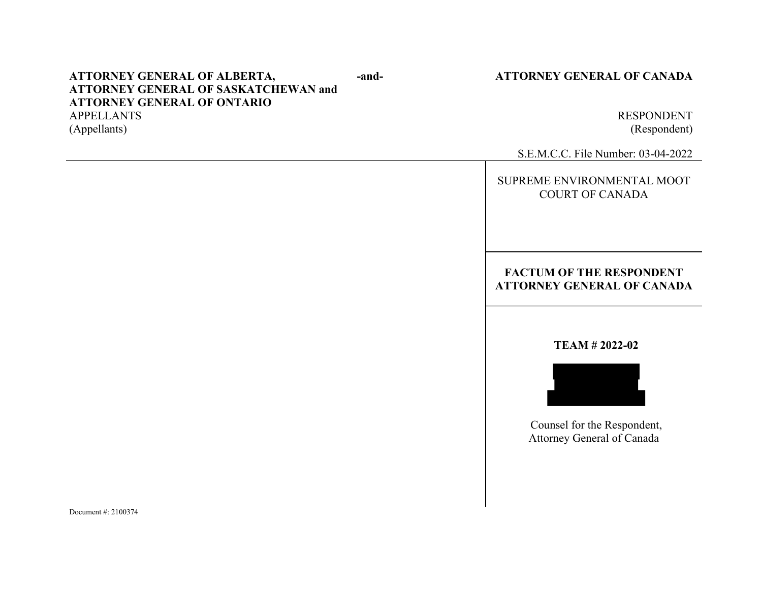**ATTORNEY GENERAL OF ALBERTA, ATTORNEY GENERAL OF SASKATCHEWAN and ATTORNEY GENERAL OF ONTARIO**
APPELLANTS
(Appellants)

**-and-**

**ATTORNEY GENERAL OF CANADA**
RESPONDENT
(Respondent)

S.E.M.C.C. File Number: 03-04-2022

SUPREME ENVIRONMENTAL MOOT COURT OF CANADA

**FACTUM OF THE RESPONDENT ATTORNEY GENERAL OF CANADA**

**TEAM # 2022-02**

Counsel for the Respondent,
Attorney General of Canada

Document #: 2100374